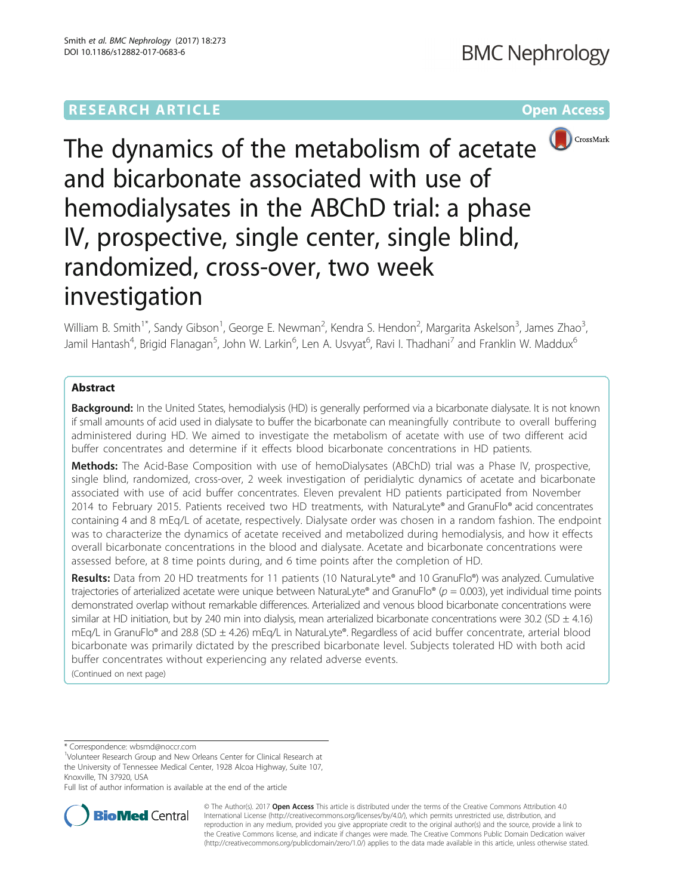RESEARCH ARTICLE

Open Access

# The dynamics of the metabolism of acetate and bicarbonate associated with use of hemodialysates in the ABChD trial: a phase IV, prospective, single center, single blind, randomized, cross-over, two week investigation

William B. Smith[1*], Sandy Gibson[1], George E. Newman[2], Kendra S. Hendon[2], Margarita Askelson[3], James Zhao[3], Jamil Hantash[4], Brigid Flanagan[5], John W. Larkin[6], Len A. Usvyat[6], Ravi I. Thadhani[7] and Franklin W. Maddux[6]

## Abstract

**Background:** In the United States, hemodialysis (HD) is generally performed via a bicarbonate dialysate. It is not known if small amounts of acid used in dialysate to buffer the bicarbonate can meaningfully contribute to overall buffering administered during HD. We aimed to investigate the metabolism of acetate with use of two different acid buffer concentrates and determine if it effects blood bicarbonate concentrations in HD patients.

**Methods:** The Acid-Base Composition with use of hemoDialysates (ABChD) trial was a Phase IV, prospective, single blind, randomized, cross-over, 2 week investigation of peridialytic dynamics of acetate and bicarbonate associated with use of acid buffer concentrates. Eleven prevalent HD patients participated from November 2014 to February 2015. Patients received two HD treatments, with NaturaLyte® and GranuFlo® acid concentrates containing 4 and 8 mEq/L of acetate, respectively. Dialysate order was chosen in a random fashion. The endpoint was to characterize the dynamics of acetate received and metabolized during hemodialysis, and how it effects overall bicarbonate concentrations in the blood and dialysate. Acetate and bicarbonate concentrations were assessed before, at 8 time points during, and 6 time points after the completion of HD.

**Results:** Data from 20 HD treatments for 11 patients (10 NaturaLyte® and 10 GranuFlo®) was analyzed. Cumulative trajectories of arterialized acetate were unique between NaturaLyte® and GranuFlo® ($p = 0.003$), yet individual time points demonstrated overlap without remarkable differences. Arterialized and venous blood bicarbonate concentrations were similar at HD initiation, but by 240 min into dialysis, mean arterialized bicarbonate concentrations were 30.2 (SD ± 4.16) mEq/L in GranuFlo® and 28.8 (SD ± 4.26) mEq/L in NaturaLyte®. Regardless of acid buffer concentrate, arterial blood bicarbonate was primarily dictated by the prescribed bicarbonate level. Subjects tolerated HD with both acid buffer concentrates without experiencing any related adverse events.

(Continued on next page)

* Correspondence: wbsmd@noccr.com

[1]Volunteer Research Group and New Orleans Center for Clinical Research at the University of Tennessee Medical Center, 1928 Alcoa Highway, Suite 107, Knoxville, TN 37920, USA

Full list of author information is available at the end of the article

© The Author(s). 2017 **Open Access** This article is distributed under the terms of the Creative Commons Attribution 4.0 International License (http://creativecommons.org/licenses/by/4.0/), which permits unrestricted use, distribution, and reproduction in any medium, provided you give appropriate credit to the original author(s) and the source, provide a link to the Creative Commons license, and indicate if changes were made. The Creative Commons Public Domain Dedication waiver (http://creativecommons.org/publicdomain/zero/1.0/) applies to the data made available in this article, unless otherwise stated.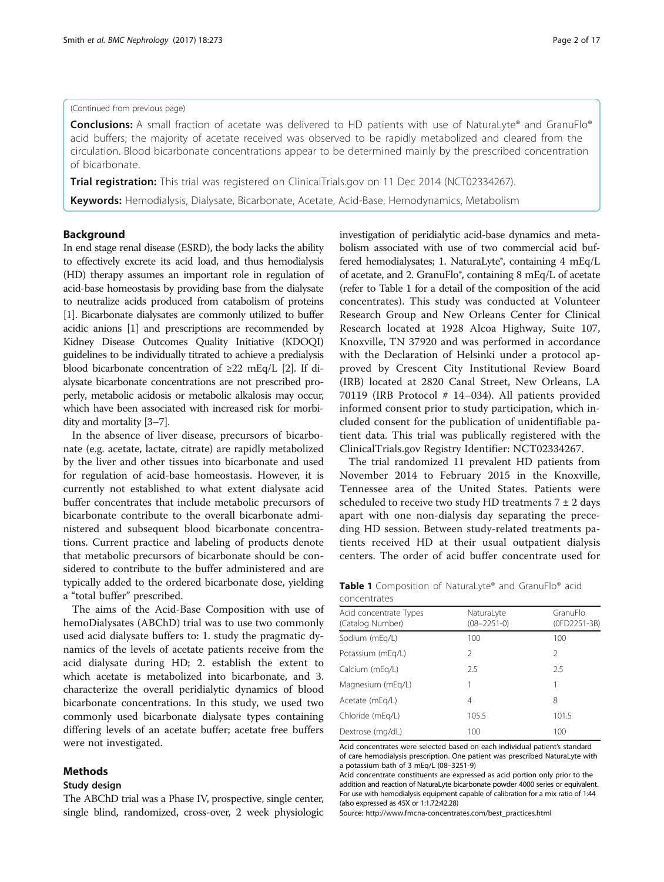(Continued from previous page)

**Conclusions:** A small fraction of acetate was delivered to HD patients with use of NaturaLyte® and GranuFlo® acid buffers; the majority of acetate received was observed to be rapidly metabolized and cleared from the circulation. Blood bicarbonate concentrations appear to be determined mainly by the prescribed concentration of bicarbonate.

**Trial registration:** This trial was registered on ClinicalTrials.gov on 11 Dec 2014 (NCT02334267).

**Keywords:** Hemodialysis, Dialysate, Bicarbonate, Acetate, Acid-Base, Hemodynamics, Metabolism

## Background

In end stage renal disease (ESRD), the body lacks the ability to effectively excrete its acid load, and thus hemodialysis (HD) therapy assumes an important role in regulation of acid-base homeostasis by providing base from the dialysate to neutralize acids produced from catabolism of proteins [1]. Bicarbonate dialysates are commonly utilized to buffer acidic anions [1] and prescriptions are recommended by Kidney Disease Outcomes Quality Initiative (KDOQI) guidelines to be individually titrated to achieve a predialysis blood bicarbonate concentration of ≥22 mEq/L [2]. If dialysate bicarbonate concentrations are not prescribed properly, metabolic acidosis or metabolic alkalosis may occur, which have been associated with increased risk for morbidity and mortality [3–7].

In the absence of liver disease, precursors of bicarbonate (e.g. acetate, lactate, citrate) are rapidly metabolized by the liver and other tissues into bicarbonate and used for regulation of acid-base homeostasis. However, it is currently not established to what extent dialysate acid buffer concentrates that include metabolic precursors of bicarbonate contribute to the overall bicarbonate administered and subsequent blood bicarbonate concentrations. Current practice and labeling of products denote that metabolic precursors of bicarbonate should be considered to contribute to the buffer administered and are typically added to the ordered bicarbonate dose, yielding a "total buffer" prescribed.

The aims of the Acid-Base Composition with use of hemoDialysates (ABChD) trial was to use two commonly used acid dialysate buffers to: 1. study the pragmatic dynamics of the levels of acetate patients receive from the acid dialysate during HD; 2. establish the extent to which acetate is metabolized into bicarbonate, and 3. characterize the overall peridialytic dynamics of blood bicarbonate concentrations. In this study, we used two commonly used bicarbonate dialysate types containing differing levels of an acetate buffer; acetate free buffers were not investigated.

## Methods

### Study design

The ABChD trial was a Phase IV, prospective, single center, single blind, randomized, cross-over, 2 week physiologic investigation of peridialytic acid-base dynamics and metabolism associated with use of two commercial acid buffered hemodialysates; 1. NaturaLyte®, containing 4 mEq/L of acetate, and 2. GranuFlo®, containing 8 mEq/L of acetate (refer to Table 1 for a detail of the composition of the acid concentrates). This study was conducted at Volunteer Research Group and New Orleans Center for Clinical Research located at 1928 Alcoa Highway, Suite 107, Knoxville, TN 37920 and was performed in accordance with the Declaration of Helsinki under a protocol approved by Crescent City Institutional Review Board (IRB) located at 2820 Canal Street, New Orleans, LA 70119 (IRB Protocol # 14–034). All patients provided informed consent prior to study participation, which included consent for the publication of unidentifiable patient data. This trial was publically registered with the ClinicalTrials.gov Registry Identifier: NCT02334267.

The trial randomized 11 prevalent HD patients from November 2014 to February 2015 in the Knoxville, Tennessee area of the United States. Patients were scheduled to receive two study HD treatments 7 ± 2 days apart with one non-dialysis day separating the preceding HD session. Between study-related treatments patients received HD at their usual outpatient dialysis centers. The order of acid buffer concentrate used for

**Table 1** Composition of NaturaLyte® and GranuFlo® acid concentrates

| Acid concentrate Types (Catalog Number) | NaturaLyte (08–2251-0) | GranuFlo (0FD2251-3B) |
|---|---|---|
| Sodium (mEq/L) | 100 | 100 |
| Potassium (mEq/L) | 2 | 2 |
| Calcium (mEq/L) | 2.5 | 2.5 |
| Magnesium (mEq/L) | 1 | 1 |
| Acetate (mEq/L) | 4 | 8 |
| Chloride (mEq/L) | 105.5 | 101.5 |
| Dextrose (mg/dL) | 100 | 100 |

Acid concentrates were selected based on each individual patient's standard of care hemodialysis prescription. One patient was prescribed NaturaLyte with a potassium bath of 3 mEq/L (08–3251-9)

Acid concentrate constituents are expressed as acid portion only prior to the addition and reaction of NaturaLyte bicarbonate powder 4000 series or equivalent. For use with hemodialysis equipment capable of calibration for a mix ratio of 1:44 (also expressed as 45X or 1:1.72:42.28)

Source: http://www.fmcna-concentrates.com/best_practices.html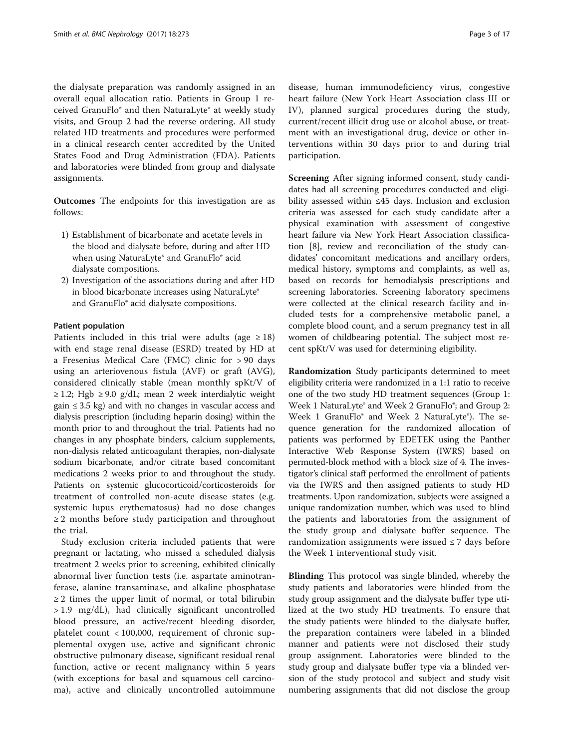the dialysate preparation was randomly assigned in an overall equal allocation ratio. Patients in Group 1 received GranuFlo® and then NaturaLyte® at weekly study visits, and Group 2 had the reverse ordering. All study related HD treatments and procedures were performed in a clinical research center accredited by the United States Food and Drug Administration (FDA). Patients and laboratories were blinded from group and dialysate assignments.

**Outcomes** The endpoints for this investigation are as follows:

1) Establishment of bicarbonate and acetate levels in the blood and dialysate before, during and after HD when using NaturaLyte® and GranuFlo® acid dialysate compositions.
2) Investigation of the associations during and after HD in blood bicarbonate increases using NaturaLyte® and GranuFlo® acid dialysate compositions.

### Patient population

Patients included in this trial were adults (age ≥ 18) with end stage renal disease (ESRD) treated by HD at a Fresenius Medical Care (FMC) clinic for > 90 days using an arteriovenous fistula (AVF) or graft (AVG), considered clinically stable (mean monthly spKt/V of ≥ 1.2; Hgb ≥ 9.0 g/dL; mean 2 week interdialytic weight gain ≤ 3.5 kg) and with no changes in vascular access and dialysis prescription (including heparin dosing) within the month prior to and throughout the trial. Patients had no changes in any phosphate binders, calcium supplements, non-dialysis related anticoagulant therapies, non-dialysate sodium bicarbonate, and/or citrate based concomitant medications 2 weeks prior to and throughout the study. Patients on systemic glucocorticoid/corticosteroids for treatment of controlled non-acute disease states (e.g. systemic lupus erythematosus) had no dose changes ≥ 2 months before study participation and throughout the trial.

Study exclusion criteria included patients that were pregnant or lactating, who missed a scheduled dialysis treatment 2 weeks prior to screening, exhibited clinically abnormal liver function tests (i.e. aspartate aminotranferase, alanine transaminase, and alkaline phosphatase ≥ 2 times the upper limit of normal, or total bilirubin > 1.9 mg/dL), had clinically significant uncontrolled blood pressure, an active/recent bleeding disorder, platelet count < 100,000, requirement of chronic supplemental oxygen use, active and significant chronic obstructive pulmonary disease, significant residual renal function, active or recent malignancy within 5 years (with exceptions for basal and squamous cell carcinoma), active and clinically uncontrolled autoimmune disease, human immunodeficiency virus, congestive heart failure (New York Heart Association class III or IV), planned surgical procedures during the study, current/recent illicit drug use or alcohol abuse, or treatment with an investigational drug, device or other interventions within 30 days prior to and during trial participation.

**Screening** After signing informed consent, study candidates had all screening procedures conducted and eligibility assessed within ≤45 days. Inclusion and exclusion criteria was assessed for each study candidate after a physical examination with assessment of congestive heart failure via New York Heart Association classification [8], review and reconciliation of the study candidates' concomitant medications and ancillary orders, medical history, symptoms and complaints, as well as, based on records for hemodialysis prescriptions and screening laboratories. Screening laboratory specimens were collected at the clinical research facility and included tests for a comprehensive metabolic panel, a complete blood count, and a serum pregnancy test in all women of childbearing potential. The subject most recent spKt/V was used for determining eligibility.

**Randomization** Study participants determined to meet eligibility criteria were randomized in a 1:1 ratio to receive one of the two study HD treatment sequences (Group 1: Week 1 NaturaLyte® and Week 2 GranuFlo®; and Group 2: Week 1 GranuFlo® and Week 2 NaturaLyte®). The sequence generation for the randomized allocation of patients was performed by EDETEK using the Panther Interactive Web Response System (IWRS) based on permuted-block method with a block size of 4. The investigator's clinical staff performed the enrollment of patients via the IWRS and then assigned patients to study HD treatments. Upon randomization, subjects were assigned a unique randomization number, which was used to blind the patients and laboratories from the assignment of the study group and dialysate buffer sequence. The randomization assignments were issued ≤ 7 days before the Week 1 interventional study visit.

**Blinding** This protocol was single blinded, whereby the study patients and laboratories were blinded from the study group assignment and the dialysate buffer type utilized at the two study HD treatments. To ensure that the study patients were blinded to the dialysate buffer, the preparation containers were labeled in a blinded manner and patients were not disclosed their study group assignment. Laboratories were blinded to the study group and dialysate buffer type via a blinded version of the study protocol and subject and study visit numbering assignments that did not disclose the group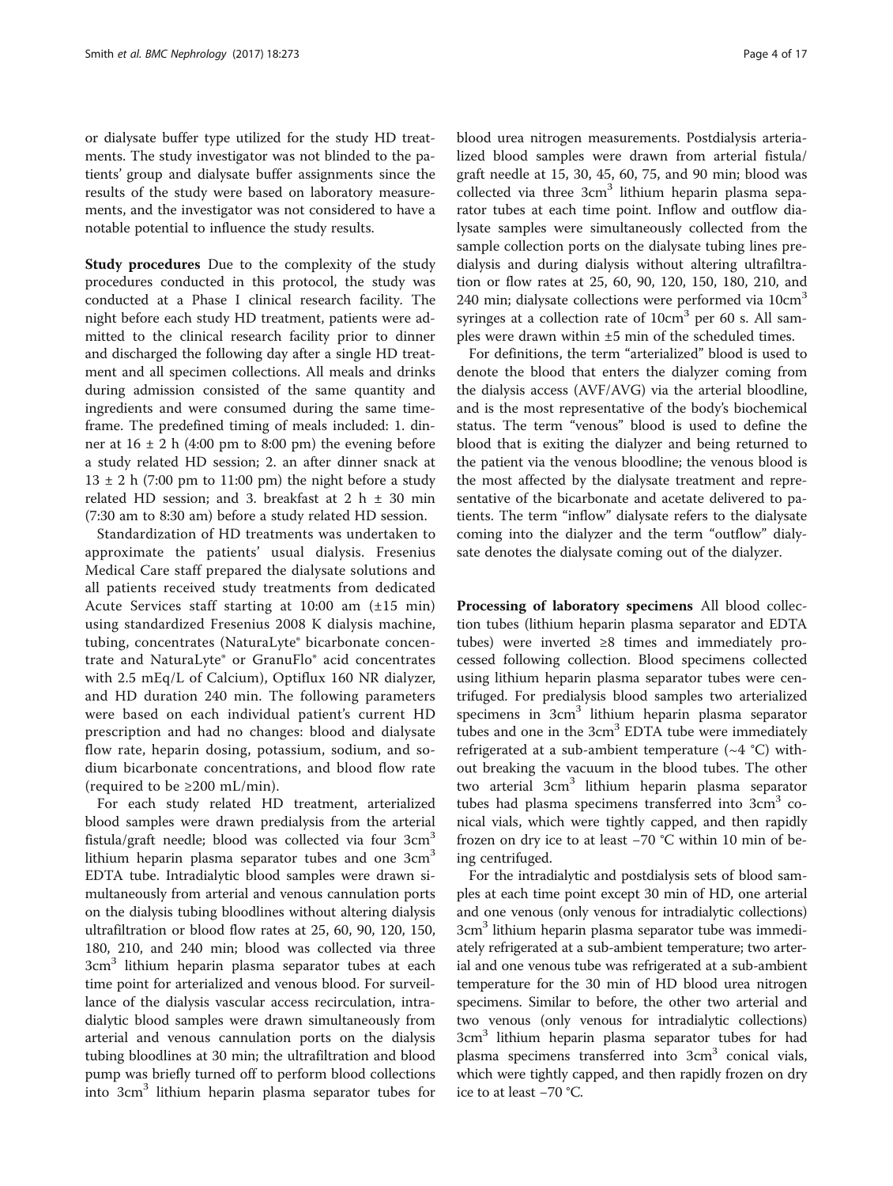or dialysate buffer type utilized for the study HD treatments. The study investigator was not blinded to the patients' group and dialysate buffer assignments since the results of the study were based on laboratory measurements, and the investigator was not considered to have a notable potential to influence the study results.

**Study procedures** Due to the complexity of the study procedures conducted in this protocol, the study was conducted at a Phase I clinical research facility. The night before each study HD treatment, patients were admitted to the clinical research facility prior to dinner and discharged the following day after a single HD treatment and all specimen collections. All meals and drinks during admission consisted of the same quantity and ingredients and were consumed during the same timeframe. The predefined timing of meals included: 1. dinner at 16 ± 2 h (4:00 pm to 8:00 pm) the evening before a study related HD session; 2. an after dinner snack at 13 ± 2 h (7:00 pm to 11:00 pm) the night before a study related HD session; and 3. breakfast at 2 h ± 30 min (7:30 am to 8:30 am) before a study related HD session.

Standardization of HD treatments was undertaken to approximate the patients' usual dialysis. Fresenius Medical Care staff prepared the dialysate solutions and all patients received study treatments from dedicated Acute Services staff starting at 10:00 am (±15 min) using standardized Fresenius 2008 K dialysis machine, tubing, concentrates (NaturaLyte® bicarbonate concentrate and NaturaLyte® or GranuFlo® acid concentrates with 2.5 mEq/L of Calcium), Optiflux 160 NR dialyzer, and HD duration 240 min. The following parameters were based on each individual patient's current HD prescription and had no changes: blood and dialysate flow rate, heparin dosing, potassium, sodium, and sodium bicarbonate concentrations, and blood flow rate (required to be ≥200 mL/min).

For each study related HD treatment, arterialized blood samples were drawn predialysis from the arterial fistula/graft needle; blood was collected via four $3cm^3$ lithium heparin plasma separator tubes and one $3cm^3$ EDTA tube. Intradialytic blood samples were drawn simultaneously from arterial and venous cannulation ports on the dialysis tubing bloodlines without altering dialysis ultrafiltration or blood flow rates at 25, 60, 90, 120, 150, 180, 210, and 240 min; blood was collected via three $3cm^3$ lithium heparin plasma separator tubes at each time point for arterialized and venous blood. For surveillance of the dialysis vascular access recirculation, intradialytic blood samples were drawn simultaneously from arterial and venous cannulation ports on the dialysis tubing bloodlines at 30 min; the ultrafiltration and blood pump was briefly turned off to perform blood collections into $3cm^3$ lithium heparin plasma separator tubes for blood urea nitrogen measurements. Postdialysis arterialized blood samples were drawn from arterial fistula/graft needle at 15, 30, 45, 60, 75, and 90 min; blood was collected via three $3cm^3$ lithium heparin plasma separator tubes at each time point. Inflow and outflow dialysate samples were simultaneously collected from the sample collection ports on the dialysate tubing lines predialysis and during dialysis without altering ultrafiltration or flow rates at 25, 60, 90, 120, 150, 180, 210, and 240 min; dialysate collections were performed via $10cm^3$ syringes at a collection rate of $10cm^3$ per 60 s. All samples were drawn within ±5 min of the scheduled times.

For definitions, the term "arterialized" blood is used to denote the blood that enters the dialyzer coming from the dialysis access (AVF/AVG) via the arterial bloodline, and is the most representative of the body's biochemical status. The term "venous" blood is used to define the blood that is exiting the dialyzer and being returned to the patient via the venous bloodline; the venous blood is the most affected by the dialysate treatment and representative of the bicarbonate and acetate delivered to patients. The term "inflow" dialysate refers to the dialysate coming into the dialyzer and the term "outflow" dialysate denotes the dialysate coming out of the dialyzer.

**Processing of laboratory specimens** All blood collection tubes (lithium heparin plasma separator and EDTA tubes) were inverted ≥8 times and immediately processed following collection. Blood specimens collected using lithium heparin plasma separator tubes were centrifuged. For predialysis blood samples two arterialized specimens in $3cm^3$ lithium heparin plasma separator tubes and one in the $3cm^3$ EDTA tube were immediately refrigerated at a sub-ambient temperature (~4 °C) without breaking the vacuum in the blood tubes. The other two arterial $3cm^3$ lithium heparin plasma separator tubes had plasma specimens transferred into $3cm^3$ conical vials, which were tightly capped, and then rapidly frozen on dry ice to at least −70 °C within 10 min of being centrifuged.

For the intradialytic and postdialysis sets of blood samples at each time point except 30 min of HD, one arterial and one venous (only venous for intradialytic collections) $3cm^3$ lithium heparin plasma separator tube was immediately refrigerated at a sub-ambient temperature; two arterial and one venous tube was refrigerated at a sub-ambient temperature for the 30 min of HD blood urea nitrogen specimens. Similar to before, the other two arterial and two venous (only venous for intradialytic collections) $3cm^3$ lithium heparin plasma separator tubes for had plasma specimens transferred into $3cm^3$ conical vials, which were tightly capped, and then rapidly frozen on dry ice to at least −70 °C.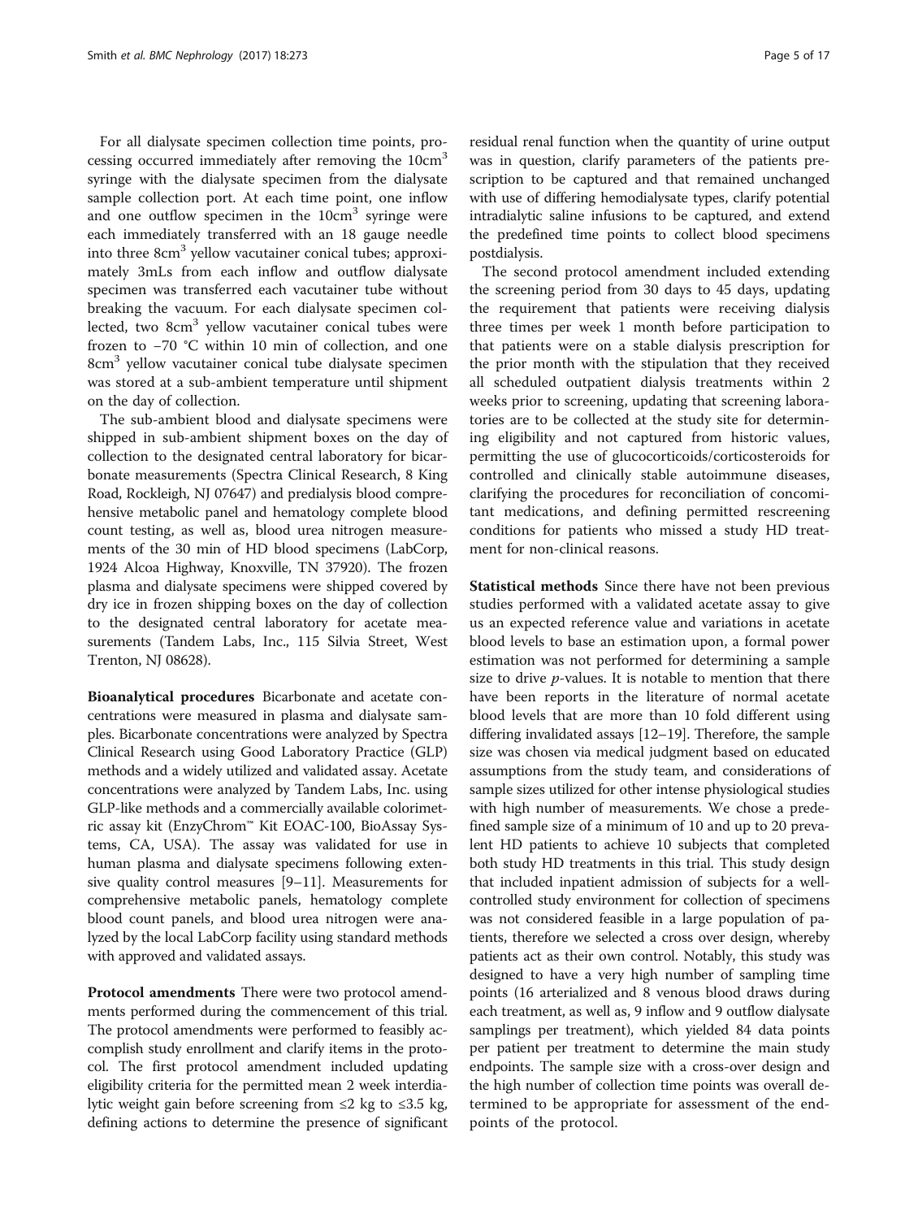For all dialysate specimen collection time points, processing occurred immediately after removing the 10cm$^3$ syringe with the dialysate specimen from the dialysate sample collection port. At each time point, one inflow and one outflow specimen in the 10cm$^3$ syringe were each immediately transferred with an 18 gauge needle into three 8cm$^3$ yellow vacutainer conical tubes; approximately 3mLs from each inflow and outflow dialysate specimen was transferred each vacutainer tube without breaking the vacuum. For each dialysate specimen collected, two 8cm$^3$ yellow vacutainer conical tubes were frozen to −70 °C within 10 min of collection, and one 8cm$^3$ yellow vacutainer conical tube dialysate specimen was stored at a sub-ambient temperature until shipment on the day of collection.

The sub-ambient blood and dialysate specimens were shipped in sub-ambient shipment boxes on the day of collection to the designated central laboratory for bicarbonate measurements (Spectra Clinical Research, 8 King Road, Rockleigh, NJ 07647) and predialysis blood comprehensive metabolic panel and hematology complete blood count testing, as well as, blood urea nitrogen measurements of the 30 min of HD blood specimens (LabCorp, 1924 Alcoa Highway, Knoxville, TN 37920). The frozen plasma and dialysate specimens were shipped covered by dry ice in frozen shipping boxes on the day of collection to the designated central laboratory for acetate measurements (Tandem Labs, Inc., 115 Silvia Street, West Trenton, NJ 08628).

**Bioanalytical procedures** Bicarbonate and acetate concentrations were measured in plasma and dialysate samples. Bicarbonate concentrations were analyzed by Spectra Clinical Research using Good Laboratory Practice (GLP) methods and a widely utilized and validated assay. Acetate concentrations were analyzed by Tandem Labs, Inc. using GLP-like methods and a commercially available colorimetric assay kit (EnzyChrom™ Kit EOAC-100, BioAssay Systems, CA, USA). The assay was validated for use in human plasma and dialysate specimens following extensive quality control measures [9–11]. Measurements for comprehensive metabolic panels, hematology complete blood count panels, and blood urea nitrogen were analyzed by the local LabCorp facility using standard methods with approved and validated assays.

**Protocol amendments** There were two protocol amendments performed during the commencement of this trial. The protocol amendments were performed to feasibly accomplish study enrollment and clarify items in the protocol. The first protocol amendment included updating eligibility criteria for the permitted mean 2 week interdialytic weight gain before screening from ≤2 kg to ≤3.5 kg, defining actions to determine the presence of significant residual renal function when the quantity of urine output was in question, clarify parameters of the patients prescription to be captured and that remained unchanged with use of differing hemodialysate types, clarify potential intradialytic saline infusions to be captured, and extend the predefined time points to collect blood specimens postdialysis.

The second protocol amendment included extending the screening period from 30 days to 45 days, updating the requirement that patients were receiving dialysis three times per week 1 month before participation to that patients were on a stable dialysis prescription for the prior month with the stipulation that they received all scheduled outpatient dialysis treatments within 2 weeks prior to screening, updating that screening laboratories are to be collected at the study site for determining eligibility and not captured from historic values, permitting the use of glucocorticoids/corticosteroids for controlled and clinically stable autoimmune diseases, clarifying the procedures for reconciliation of concomitant medications, and defining permitted rescreening conditions for patients who missed a study HD treatment for non-clinical reasons.

**Statistical methods** Since there have not been previous studies performed with a validated acetate assay to give us an expected reference value and variations in acetate blood levels to base an estimation upon, a formal power estimation was not performed for determining a sample size to drive *p*-values. It is notable to mention that there have been reports in the literature of normal acetate blood levels that are more than 10 fold different using differing invalidated assays [12–19]. Therefore, the sample size was chosen via medical judgment based on educated assumptions from the study team, and considerations of sample sizes utilized for other intense physiological studies with high number of measurements. We chose a predefined sample size of a minimum of 10 and up to 20 prevalent HD patients to achieve 10 subjects that completed both study HD treatments in this trial. This study design that included inpatient admission of subjects for a well-controlled study environment for collection of specimens was not considered feasible in a large population of patients, therefore we selected a cross over design, whereby patients act as their own control. Notably, this study was designed to have a very high number of sampling time points (16 arterialized and 8 venous blood draws during each treatment, as well as, 9 inflow and 9 outflow dialysate samplings per treatment), which yielded 84 data points per patient per treatment to determine the main study endpoints. The sample size with a cross-over design and the high number of collection time points was overall determined to be appropriate for assessment of the endpoints of the protocol.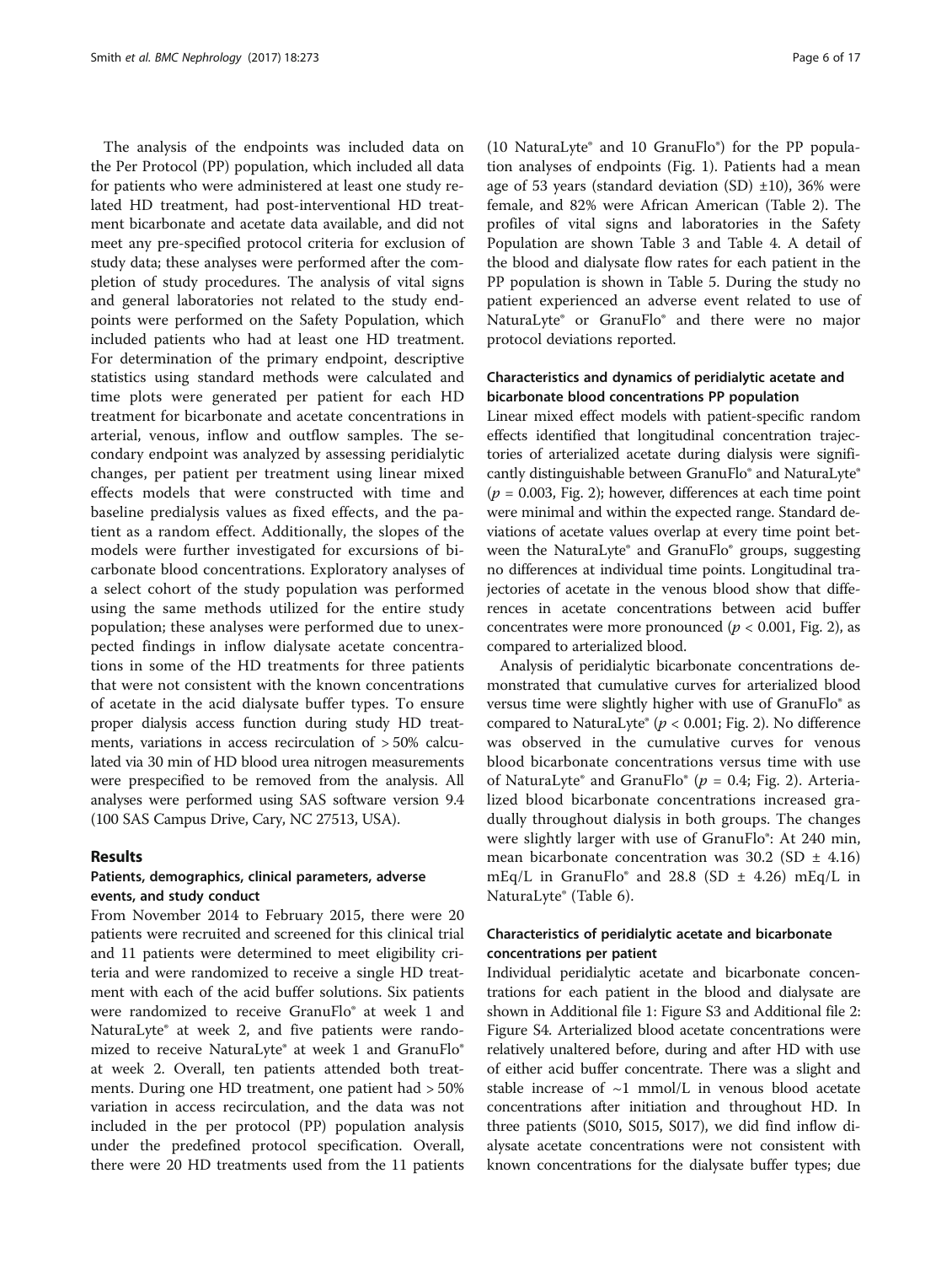The analysis of the endpoints was included data on the Per Protocol (PP) population, which included all data for patients who were administered at least one study related HD treatment, had post-interventional HD treatment bicarbonate and acetate data available, and did not meet any pre-specified protocol criteria for exclusion of study data; these analyses were performed after the completion of study procedures. The analysis of vital signs and general laboratories not related to the study endpoints were performed on the Safety Population, which included patients who had at least one HD treatment. For determination of the primary endpoint, descriptive statistics using standard methods were calculated and time plots were generated per patient for each HD treatment for bicarbonate and acetate concentrations in arterial, venous, inflow and outflow samples. The secondary endpoint was analyzed by assessing peridialytic changes, per patient per treatment using linear mixed effects models that were constructed with time and baseline predialysis values as fixed effects, and the patient as a random effect. Additionally, the slopes of the models were further investigated for excursions of bicarbonate blood concentrations. Exploratory analyses of a select cohort of the study population was performed using the same methods utilized for the entire study population; these analyses were performed due to unexpected findings in inflow dialysate acetate concentrations in some of the HD treatments for three patients that were not consistent with the known concentrations of acetate in the acid dialysate buffer types. To ensure proper dialysis access function during study HD treatments, variations in access recirculation of > 50% calculated via 30 min of HD blood urea nitrogen measurements were prespecified to be removed from the analysis. All analyses were performed using SAS software version 9.4 (100 SAS Campus Drive, Cary, NC 27513, USA).

## Results

### Patients, demographics, clinical parameters, adverse events, and study conduct

From November 2014 to February 2015, there were 20 patients were recruited and screened for this clinical trial and 11 patients were determined to meet eligibility criteria and were randomized to receive a single HD treatment with each of the acid buffer solutions. Six patients were randomized to receive GranuFlo® at week 1 and NaturaLyte® at week 2, and five patients were randomized to receive NaturaLyte® at week 1 and GranuFlo® at week 2. Overall, ten patients attended both treatments. During one HD treatment, one patient had > 50% variation in access recirculation, and the data was not included in the per protocol (PP) population analysis under the predefined protocol specification. Overall, there were 20 HD treatments used from the 11 patients (10 NaturaLyte® and 10 GranuFlo®) for the PP population analyses of endpoints (Fig. 1). Patients had a mean age of 53 years (standard deviation (SD) ±10), 36% were female, and 82% were African American (Table 2). The profiles of vital signs and laboratories in the Safety Population are shown Table 3 and Table 4. A detail of the blood and dialysate flow rates for each patient in the PP population is shown in Table 5. During the study no patient experienced an adverse event related to use of NaturaLyte® or GranuFlo® and there were no major protocol deviations reported.

### Characteristics and dynamics of peridialytic acetate and bicarbonate blood concentrations PP population

Linear mixed effect models with patient-specific random effects identified that longitudinal concentration trajectories of arterialized acetate during dialysis were significantly distinguishable between GranuFlo® and NaturaLyte® ($p = 0.003$, Fig. 2); however, differences at each time point were minimal and within the expected range. Standard deviations of acetate values overlap at every time point between the NaturaLyte® and GranuFlo® groups, suggesting no differences at individual time points. Longitudinal trajectories of acetate in the venous blood show that differences in acetate concentrations between acid buffer concentrates were more pronounced ($p < 0.001$, Fig. 2), as compared to arterialized blood.

Analysis of peridialytic bicarbonate concentrations demonstrated that cumulative curves for arterialized blood versus time were slightly higher with use of GranuFlo® as compared to NaturaLyte® ($p < 0.001$; Fig. 2). No difference was observed in the cumulative curves for venous blood bicarbonate concentrations versus time with use of NaturaLyte® and GranuFlo® ($p = 0.4$; Fig. 2). Arterialized blood bicarbonate concentrations increased gradually throughout dialysis in both groups. The changes were slightly larger with use of GranuFlo®: At 240 min, mean bicarbonate concentration was 30.2 (SD ± 4.16) mEq/L in GranuFlo® and 28.8 (SD ± 4.26) mEq/L in NaturaLyte® (Table 6).

### Characteristics of peridialytic acetate and bicarbonate concentrations per patient

Individual peridialytic acetate and bicarbonate concentrations for each patient in the blood and dialysate are shown in Additional file 1: Figure S3 and Additional file 2: Figure S4. Arterialized blood acetate concentrations were relatively unaltered before, during and after HD with use of either acid buffer concentrate. There was a slight and stable increase of ~1 mmol/L in venous blood acetate concentrations after initiation and throughout HD. In three patients (S010, S015, S017), we did find inflow dialysate acetate concentrations were not consistent with known concentrations for the dialysate buffer types; due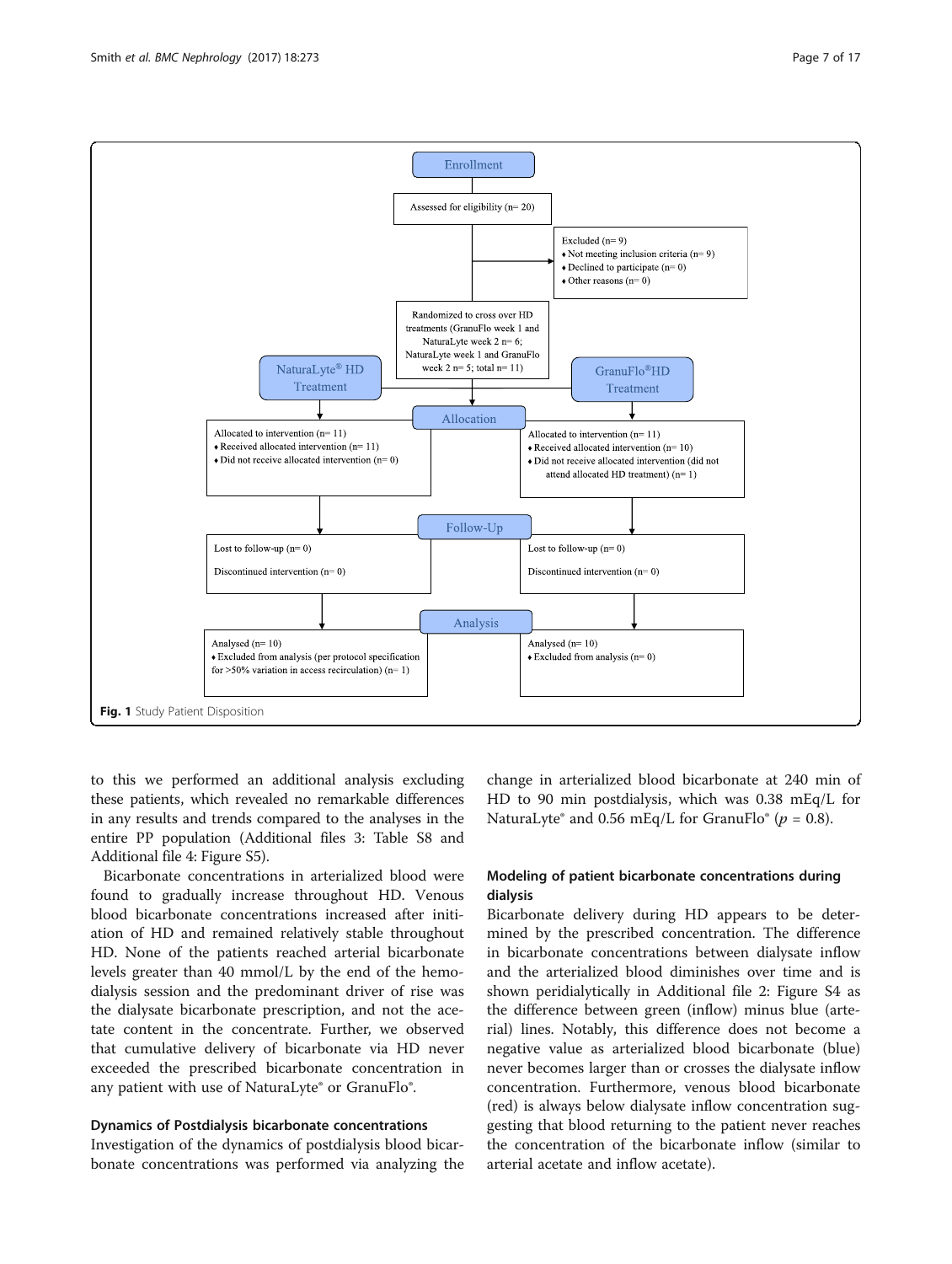**Enrollment**

Assessed for eligibility (n= 20)

Excluded (n= 9)
- Not meeting inclusion criteria (n= 9)
- Declined to participate (n= 0)
- Other reasons (n= 0)

Randomized to cross over HD treatments (GranuFlo week 1 and NaturaLyte week 2 n= 6; NaturaLyte week 1 and GranuFlo week 2 n= 5; total n= 11)

| NaturaLyte® HD Treatment | GranuFlo®HD Treatment |
| --- | --- |
| **Allocation** | |
| Allocated to intervention (n= 11) | Allocated to intervention (n= 11) |
| Received allocated intervention (n= 11) | Received allocated intervention (n= 10) |
| Did not receive allocated intervention (n= 0) | Did not receive allocated intervention (did not attend allocated HD treatment) (n= 1) |
| **Follow-Up** | |
| Lost to follow-up (n= 0) | Lost to follow-up (n= 0) |
| Discontinued intervention (n= 0) | Discontinued intervention (n= 0) |
| **Analysis** | |
| Analysed (n= 10) | Analysed (n= 10) |
| Excluded from analysis (per protocol specification for >50% variation in access recirculation) (n= 1) | Excluded from analysis (n= 0) |

**Fig. 1** Study Patient Disposition

to this we performed an additional analysis excluding these patients, which revealed no remarkable differences in any results and trends compared to the analyses in the entire PP population (Additional files 3: Table S8 and Additional file 4: Figure S5).

Bicarbonate concentrations in arterialized blood were found to gradually increase throughout HD. Venous blood bicarbonate concentrations increased after initiation of HD and remained relatively stable throughout HD. None of the patients reached arterial bicarbonate levels greater than 40 mmol/L by the end of the hemodialysis session and the predominant driver of rise was the dialysate bicarbonate prescription, and not the acetate content in the concentrate. Further, we observed that cumulative delivery of bicarbonate via HD never exceeded the prescribed bicarbonate concentration in any patient with use of NaturaLyte® or GranuFlo®.

### Dynamics of Postdialysis bicarbonate concentrations

Investigation of the dynamics of postdialysis blood bicarbonate concentrations was performed via analyzing the change in arterialized blood bicarbonate at 240 min of HD to 90 min postdialysis, which was 0.38 mEq/L for NaturaLyte® and 0.56 mEq/L for GranuFlo® ($p = 0.8$).

### Modeling of patient bicarbonate concentrations during dialysis

Bicarbonate delivery during HD appears to be determined by the prescribed concentration. The difference in bicarbonate concentrations between dialysate inflow and the arterialized blood diminishes over time and is shown peridialytically in Additional file 2: Figure S4 as the difference between green (inflow) minus blue (arterial) lines. Notably, this difference does not become a negative value as arterialized blood bicarbonate (blue) never becomes larger than or crosses the dialysate inflow concentration. Furthermore, venous blood bicarbonate (red) is always below dialysate inflow concentration suggesting that blood returning to the patient never reaches the concentration of the bicarbonate inflow (similar to arterial acetate and inflow acetate).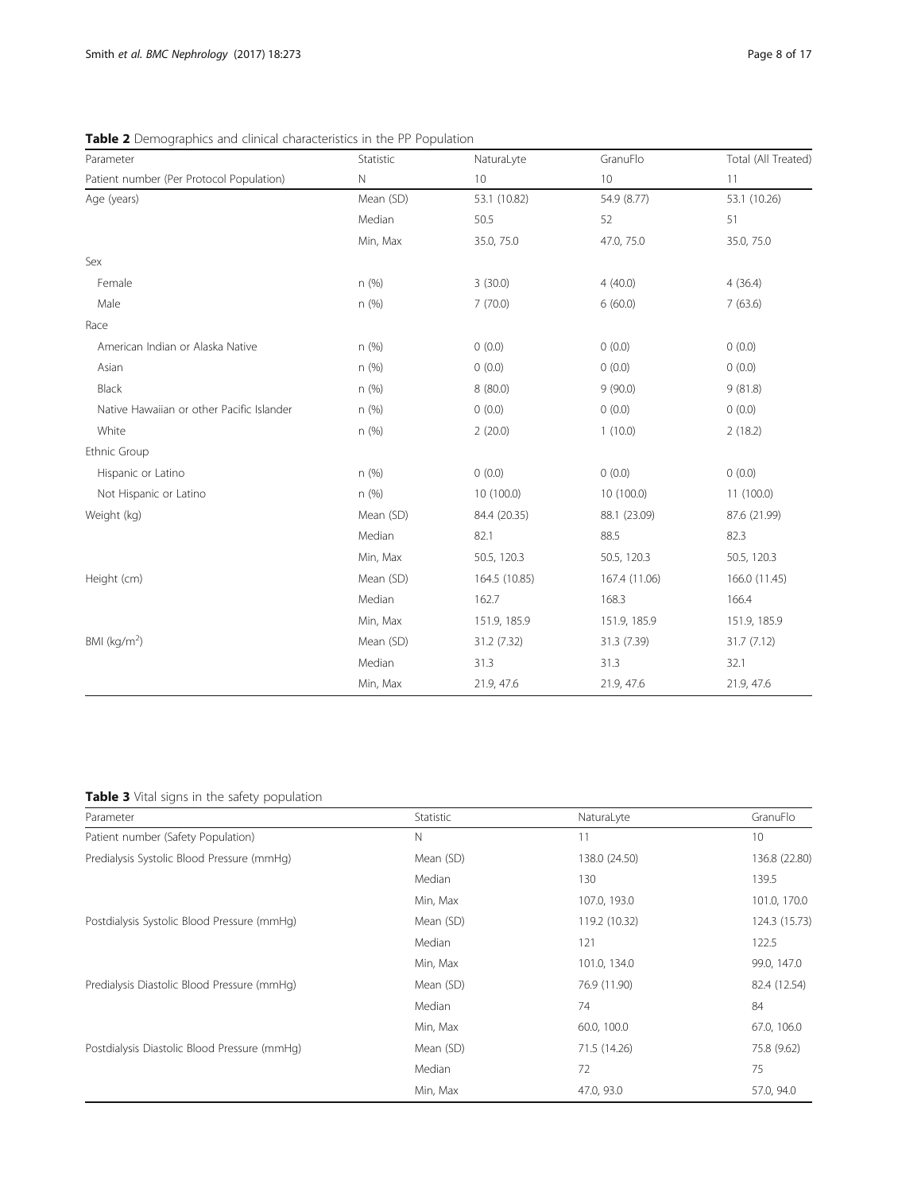**Table 2** Demographics and clinical characteristics in the PP Population

| Parameter | Statistic | NaturaLyte | GranuFlo | Total (All Treated) |
|---|---|---|---|---|
| Patient number (Per Protocol Population) | N | 10 | 10 | 11 |
| Age (years) | Mean (SD) | 53.1 (10.82) | 54.9 (8.77) | 53.1 (10.26) |
| | Median | 50.5 | 52 | 51 |
| | Min, Max | 35.0, 75.0 | 47.0, 75.0 | 35.0, 75.0 |
| Sex | | | | |
| Female | n (%) | 3 (30.0) | 4 (40.0) | 4 (36.4) |
| Male | n (%) | 7 (70.0) | 6 (60.0) | 7 (63.6) |
| Race | | | | |
| American Indian or Alaska Native | n (%) | 0 (0.0) | 0 (0.0) | 0 (0.0) |
| Asian | n (%) | 0 (0.0) | 0 (0.0) | 0 (0.0) |
| Black | n (%) | 8 (80.0) | 9 (90.0) | 9 (81.8) |
| Native Hawaiian or other Pacific Islander | n (%) | 0 (0.0) | 0 (0.0) | 0 (0.0) |
| White | n (%) | 2 (20.0) | 1 (10.0) | 2 (18.2) |
| Ethnic Group | | | | |
| Hispanic or Latino | n (%) | 0 (0.0) | 0 (0.0) | 0 (0.0) |
| Not Hispanic or Latino | n (%) | 10 (100.0) | 10 (100.0) | 11 (100.0) |
| Weight (kg) | Mean (SD) | 84.4 (20.35) | 88.1 (23.09) | 87.6 (21.99) |
| | Median | 82.1 | 88.5 | 82.3 |
| | Min, Max | 50.5, 120.3 | 50.5, 120.3 | 50.5, 120.3 |
| Height (cm) | Mean (SD) | 164.5 (10.85) | 167.4 (11.06) | 166.0 (11.45) |
| | Median | 162.7 | 168.3 | 166.4 |
| | Min, Max | 151.9, 185.9 | 151.9, 185.9 | 151.9, 185.9 |
| BMI (kg/m$^2$) | Mean (SD) | 31.2 (7.32) | 31.3 (7.39) | 31.7 (7.12) |
| | Median | 31.3 | 31.3 | 32.1 |
| | Min, Max | 21.9, 47.6 | 21.9, 47.6 | 21.9, 47.6 |

**Table 3** Vital signs in the safety population

| Parameter | Statistic | NaturaLyte | GranuFlo |
|---|---|---|---|
| Patient number (Safety Population) | N | 11 | 10 |
| Predialysis Systolic Blood Pressure (mmHg) | Mean (SD) | 138.0 (24.50) | 136.8 (22.80) |
| | Median | 130 | 139.5 |
| | Min, Max | 107.0, 193.0 | 101.0, 170.0 |
| Postdialysis Systolic Blood Pressure (mmHg) | Mean (SD) | 119.2 (10.32) | 124.3 (15.73) |
| | Median | 121 | 122.5 |
| | Min, Max | 101.0, 134.0 | 99.0, 147.0 |
| Predialysis Diastolic Blood Pressure (mmHg) | Mean (SD) | 76.9 (11.90) | 82.4 (12.54) |
| | Median | 74 | 84 |
| | Min, Max | 60.0, 100.0 | 67.0, 106.0 |
| Postdialysis Diastolic Blood Pressure (mmHg) | Mean (SD) | 71.5 (14.26) | 75.8 (9.62) |
| | Median | 72 | 75 |
| | Min, Max | 47.0, 93.0 | 57.0, 94.0 |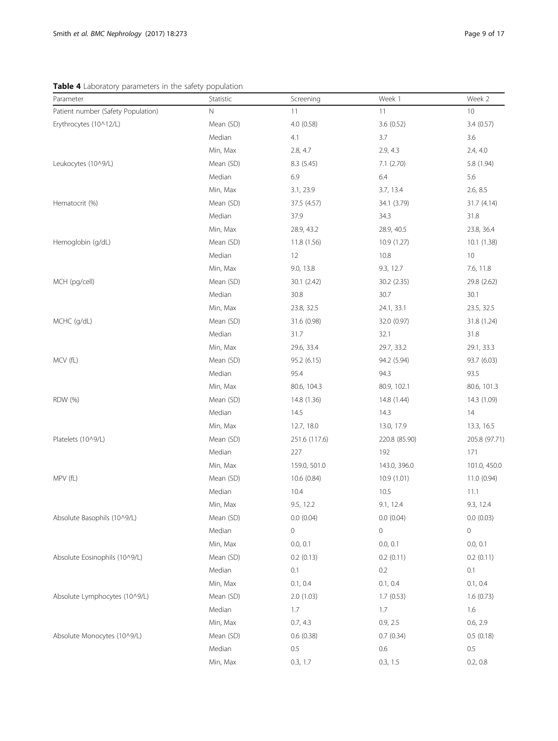**Table 4** Laboratory parameters in the safety population

| Parameter | Statistic | Screening | Week 1 | Week 2 |
|---|---|---|---|---|
| Patient number (Safety Population) | N | 11 | 11 | 10 |
| Erythrocytes (10^12/L) | Mean (SD) | 4.0 (0.58) | 3.6 (0.52) | 3.4 (0.57) |
| | Median | 4.1 | 3.7 | 3.6 |
| | Min, Max | 2.8, 4.7 | 2.9, 4.3 | 2.4, 4.0 |
| Leukocytes (10^9/L) | Mean (SD) | 8.3 (5.45) | 7.1 (2.70) | 5.8 (1.94) |
| | Median | 6.9 | 6.4 | 5.6 |
| | Min, Max | 3.1, 23.9 | 3.7, 13.4 | 2.6, 8.5 |
| Hematocrit (%) | Mean (SD) | 37.5 (4.57) | 34.1 (3.79) | 31.7 (4.14) |
| | Median | 37.9 | 34.3 | 31.8 |
| | Min, Max | 28.9, 43.2 | 28.9, 40.5 | 23.8, 36.4 |
| Hemoglobin (g/dL) | Mean (SD) | 11.8 (1.56) | 10.9 (1.27) | 10.1 (1.38) |
| | Median | 12 | 10.8 | 10 |
| | Min, Max | 9.0, 13.8 | 9.3, 12.7 | 7.6, 11.8 |
| MCH (pg/cell) | Mean (SD) | 30.1 (2.42) | 30.2 (2.35) | 29.8 (2.62) |
| | Median | 30.8 | 30.7 | 30.1 |
| | Min, Max | 23.8, 32.5 | 24.1, 33.1 | 23.5, 32.5 |
| MCHC (g/dL) | Mean (SD) | 31.6 (0.98) | 32.0 (0.97) | 31.8 (1.24) |
| | Median | 31.7 | 32.1 | 31.8 |
| | Min, Max | 29.6, 33.4 | 29.7, 33.2 | 29.1, 33.3 |
| MCV (fL) | Mean (SD) | 95.2 (6.15) | 94.2 (5.94) | 93.7 (6.03) |
| | Median | 95.4 | 94.3 | 93.5 |
| | Min, Max | 80.6, 104.3 | 80.9, 102.1 | 80.6, 101.3 |
| RDW (%) | Mean (SD) | 14.8 (1.36) | 14.8 (1.44) | 14.3 (1.09) |
| | Median | 14.5 | 14.3 | 14 |
| | Min, Max | 12.7, 18.0 | 13.0, 17.9 | 13.3, 16.5 |
| Platelets (10^9/L) | Mean (SD) | 251.6 (117.6) | 220.8 (85.90) | 205.8 (97.71) |
| | Median | 227 | 192 | 171 |
| | Min, Max | 159.0, 501.0 | 143.0, 396.0 | 101.0, 450.0 |
| MPV (fL) | Mean (SD) | 10.6 (0.84) | 10.9 (1.01) | 11.0 (0.94) |
| | Median | 10.4 | 10.5 | 11.1 |
| | Min, Max | 9.5, 12.2 | 9.1, 12.4 | 9.3, 12.4 |
| Absolute Basophils (10^9/L) | Mean (SD) | 0.0 (0.04) | 0.0 (0.04) | 0.0 (0.03) |
| | Median | 0 | 0 | 0 |
| | Min, Max | 0.0, 0.1 | 0.0, 0.1 | 0.0, 0.1 |
| Absolute Eosinophils (10^9/L) | Mean (SD) | 0.2 (0.13) | 0.2 (0.11) | 0.2 (0.11) |
| | Median | 0.1 | 0.2 | 0.1 |
| | Min, Max | 0.1, 0.4 | 0.1, 0.4 | 0.1, 0.4 |
| Absolute Lymphocytes (10^9/L) | Mean (SD) | 2.0 (1.03) | 1.7 (0.53) | 1.6 (0.73) |
| | Median | 1.7 | 1.7 | 1.6 |
| | Min, Max | 0.7, 4.3 | 0.9, 2.5 | 0.6, 2.9 |
| Absolute Monocytes (10^9/L) | Mean (SD) | 0.6 (0.38) | 0.7 (0.34) | 0.5 (0.18) |
| | Median | 0.5 | 0.6 | 0.5 |
| | Min, Max | 0.3, 1.7 | 0.3, 1.5 | 0.2, 0.8 |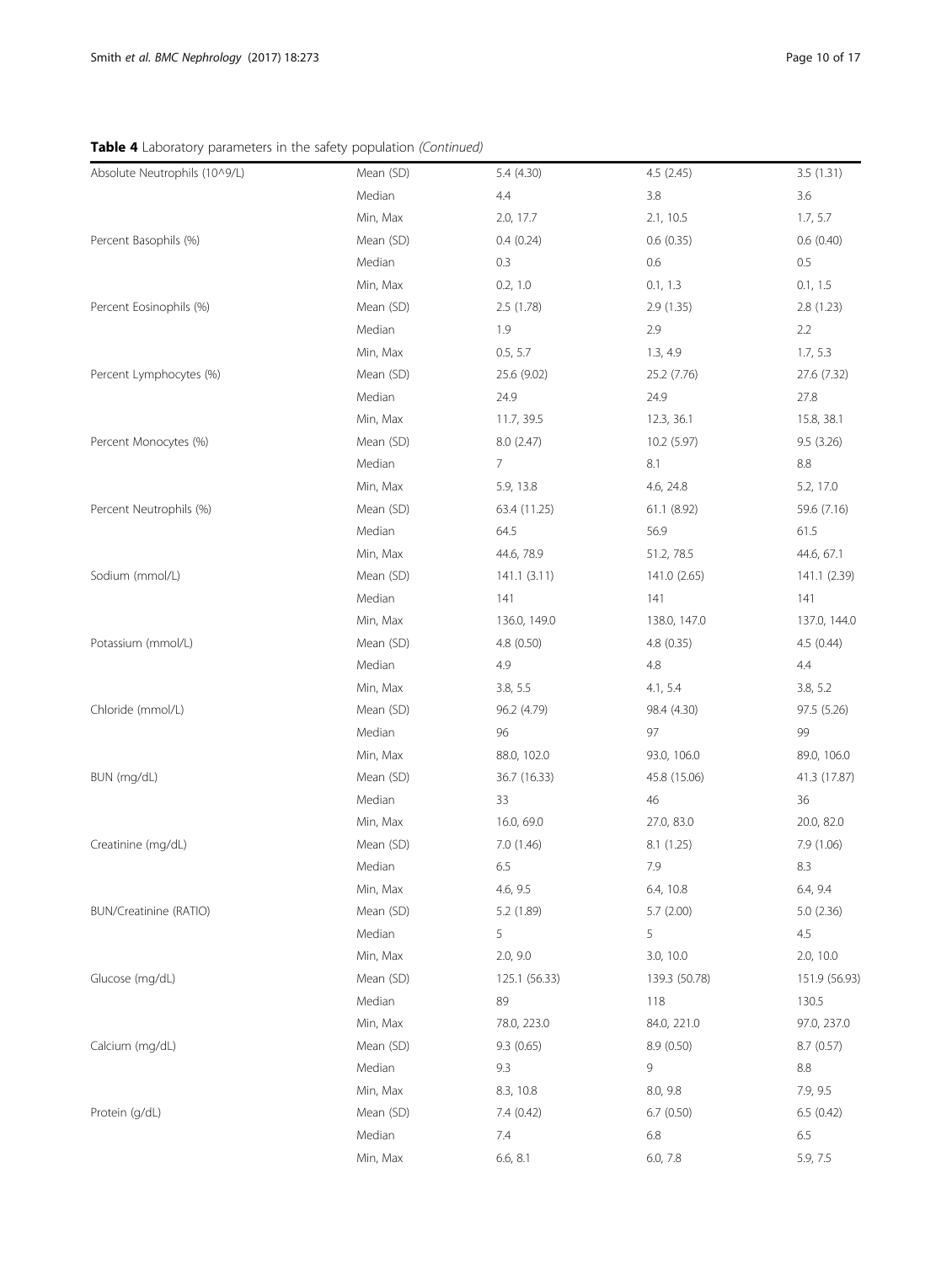**Table 4** Laboratory parameters in the safety population *(Continued)*

| | | | | |
|---|---|---|---|---|
| Absolute Neutrophils (10^9/L) | Mean (SD) | 5.4 (4.30) | 4.5 (2.45) | 3.5 (1.31) |
| | Median | 4.4 | 3.8 | 3.6 |
| | Min, Max | 2.0, 17.7 | 2.1, 10.5 | 1.7, 5.7 |
| Percent Basophils (%) | Mean (SD) | 0.4 (0.24) | 0.6 (0.35) | 0.6 (0.40) |
| | Median | 0.3 | 0.6 | 0.5 |
| | Min, Max | 0.2, 1.0 | 0.1, 1.3 | 0.1, 1.5 |
| Percent Eosinophils (%) | Mean (SD) | 2.5 (1.78) | 2.9 (1.35) | 2.8 (1.23) |
| | Median | 1.9 | 2.9 | 2.2 |
| | Min, Max | 0.5, 5.7 | 1.3, 4.9 | 1.7, 5.3 |
| Percent Lymphocytes (%) | Mean (SD) | 25.6 (9.02) | 25.2 (7.76) | 27.6 (7.32) |
| | Median | 24.9 | 24.9 | 27.8 |
| | Min, Max | 11.7, 39.5 | 12.3, 36.1 | 15.8, 38.1 |
| Percent Monocytes (%) | Mean (SD) | 8.0 (2.47) | 10.2 (5.97) | 9.5 (3.26) |
| | Median | 7 | 8.1 | 8.8 |
| | Min, Max | 5.9, 13.8 | 4.6, 24.8 | 5.2, 17.0 |
| Percent Neutrophils (%) | Mean (SD) | 63.4 (11.25) | 61.1 (8.92) | 59.6 (7.16) |
| | Median | 64.5 | 56.9 | 61.5 |
| | Min, Max | 44.6, 78.9 | 51.2, 78.5 | 44.6, 67.1 |
| Sodium (mmol/L) | Mean (SD) | 141.1 (3.11) | 141.0 (2.65) | 141.1 (2.39) |
| | Median | 141 | 141 | 141 |
| | Min, Max | 136.0, 149.0 | 138.0, 147.0 | 137.0, 144.0 |
| Potassium (mmol/L) | Mean (SD) | 4.8 (0.50) | 4.8 (0.35) | 4.5 (0.44) |
| | Median | 4.9 | 4.8 | 4.4 |
| | Min, Max | 3.8, 5.5 | 4.1, 5.4 | 3.8, 5.2 |
| Chloride (mmol/L) | Mean (SD) | 96.2 (4.79) | 98.4 (4.30) | 97.5 (5.26) |
| | Median | 96 | 97 | 99 |
| | Min, Max | 88.0, 102.0 | 93.0, 106.0 | 89.0, 106.0 |
| BUN (mg/dL) | Mean (SD) | 36.7 (16.33) | 45.8 (15.06) | 41.3 (17.87) |
| | Median | 33 | 46 | 36 |
| | Min, Max | 16.0, 69.0 | 27.0, 83.0 | 20.0, 82.0 |
| Creatinine (mg/dL) | Mean (SD) | 7.0 (1.46) | 8.1 (1.25) | 7.9 (1.06) |
| | Median | 6.5 | 7.9 | 8.3 |
| | Min, Max | 4.6, 9.5 | 6.4, 10.8 | 6.4, 9.4 |
| BUN/Creatinine (RATIO) | Mean (SD) | 5.2 (1.89) | 5.7 (2.00) | 5.0 (2.36) |
| | Median | 5 | 5 | 4.5 |
| | Min, Max | 2.0, 9.0 | 3.0, 10.0 | 2.0, 10.0 |
| Glucose (mg/dL) | Mean (SD) | 125.1 (56.33) | 139.3 (50.78) | 151.9 (56.93) |
| | Median | 89 | 118 | 130.5 |
| | Min, Max | 78.0, 223.0 | 84.0, 221.0 | 97.0, 237.0 |
| Calcium (mg/dL) | Mean (SD) | 9.3 (0.65) | 8.9 (0.50) | 8.7 (0.57) |
| | Median | 9.3 | 9 | 8.8 |
| | Min, Max | 8.3, 10.8 | 8.0, 9.8 | 7.9, 9.5 |
| Protein (g/dL) | Mean (SD) | 7.4 (0.42) | 6.7 (0.50) | 6.5 (0.42) |
| | Median | 7.4 | 6.8 | 6.5 |
| | Min, Max | 6.6, 8.1 | 6.0, 7.8 | 5.9, 7.5 |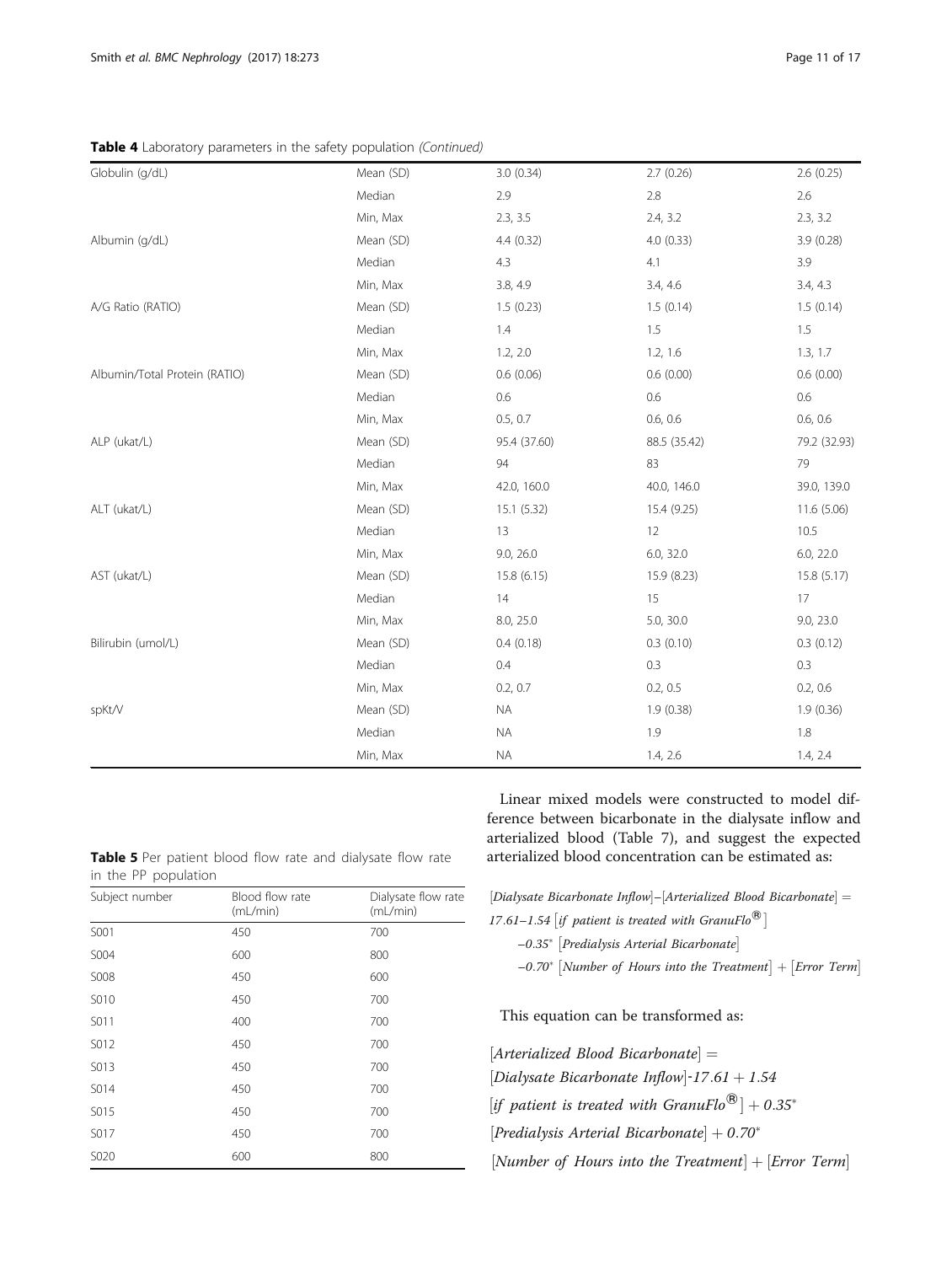**Table 4** Laboratory parameters in the safety population *(Continued)*

| | | | | |
|---|---|---|---|---|
| Globulin (g/dL) | Mean (SD) | 3.0 (0.34) | 2.7 (0.26) | 2.6 (0.25) |
| | Median | 2.9 | 2.8 | 2.6 |
| | Min, Max | 2.3, 3.5 | 2.4, 3.2 | 2.3, 3.2 |
| Albumin (g/dL) | Mean (SD) | 4.4 (0.32) | 4.0 (0.33) | 3.9 (0.28) |
| | Median | 4.3 | 4.1 | 3.9 |
| | Min, Max | 3.8, 4.9 | 3.4, 4.6 | 3.4, 4.3 |
| A/G Ratio (RATIO) | Mean (SD) | 1.5 (0.23) | 1.5 (0.14) | 1.5 (0.14) |
| | Median | 1.4 | 1.5 | 1.5 |
| | Min, Max | 1.2, 2.0 | 1.2, 1.6 | 1.3, 1.7 |
| Albumin/Total Protein (RATIO) | Mean (SD) | 0.6 (0.06) | 0.6 (0.00) | 0.6 (0.00) |
| | Median | 0.6 | 0.6 | 0.6 |
| | Min, Max | 0.5, 0.7 | 0.6, 0.6 | 0.6, 0.6 |
| ALP (ukat/L) | Mean (SD) | 95.4 (37.60) | 88.5 (35.42) | 79.2 (32.93) |
| | Median | 94 | 83 | 79 |
| | Min, Max | 42.0, 160.0 | 40.0, 146.0 | 39.0, 139.0 |
| ALT (ukat/L) | Mean (SD) | 15.1 (5.32) | 15.4 (9.25) | 11.6 (5.06) |
| | Median | 13 | 12 | 10.5 |
| | Min, Max | 9.0, 26.0 | 6.0, 32.0 | 6.0, 22.0 |
| AST (ukat/L) | Mean (SD) | 15.8 (6.15) | 15.9 (8.23) | 15.8 (5.17) |
| | Median | 14 | 15 | 17 |
| | Min, Max | 8.0, 25.0 | 5.0, 30.0 | 9.0, 23.0 |
| Bilirubin (umol/L) | Mean (SD) | 0.4 (0.18) | 0.3 (0.10) | 0.3 (0.12) |
| | Median | 0.4 | 0.3 | 0.3 |
| | Min, Max | 0.2, 0.7 | 0.2, 0.5 | 0.2, 0.6 |
| spKt/V | Mean (SD) | NA | 1.9 (0.38) | 1.9 (0.36) |
| | Median | NA | 1.9 | 1.8 |
| | Min, Max | NA | 1.4, 2.6 | 1.4, 2.4 |

**Table 5** Per patient blood flow rate and dialysate flow rate in the PP population

| Subject number | Blood flow rate (mL/min) | Dialysate flow rate (mL/min) |
|---|---|---|
| S001 | 450 | 700 |
| S004 | 600 | 800 |
| S008 | 450 | 600 |
| S010 | 450 | 700 |
| S011 | 400 | 700 |
| S012 | 450 | 700 |
| S013 | 450 | 700 |
| S014 | 450 | 700 |
| S015 | 450 | 700 |
| S017 | 450 | 700 |
| S020 | 600 | 800 |

Linear mixed models were constructed to model difference between bicarbonate in the dialysate inflow and arterialized blood (Table 7), and suggest the expected arterialized blood concentration can be estimated as:

$$[\textit{Dialysate Bicarbonate Inflow}]-[\textit{Arterialized Blood Bicarbonate}] = 17.61-1.54\,[\textit{if patient is treated with GranuFlo}^{®}] -0.35^{*}\,[\textit{Predialysis Arterial Bicarbonate}] -0.70^{*}\,[\textit{Number of Hours into the Treatment}] + [\textit{Error Term}]$$

This equation can be transformed as:

$$[\textit{Arterialized Blood Bicarbonate}] = [\textit{Dialysate Bicarbonate Inflow}]\text{-}17.61 + 1.54\,[\textit{if patient is treated with GranuFlo}^{®}] + 0.35^{*}\,[\textit{Predialysis Arterial Bicarbonate}] + 0.70^{*}\,[\textit{Number of Hours into the Treatment}] + [\textit{Error Term}]$$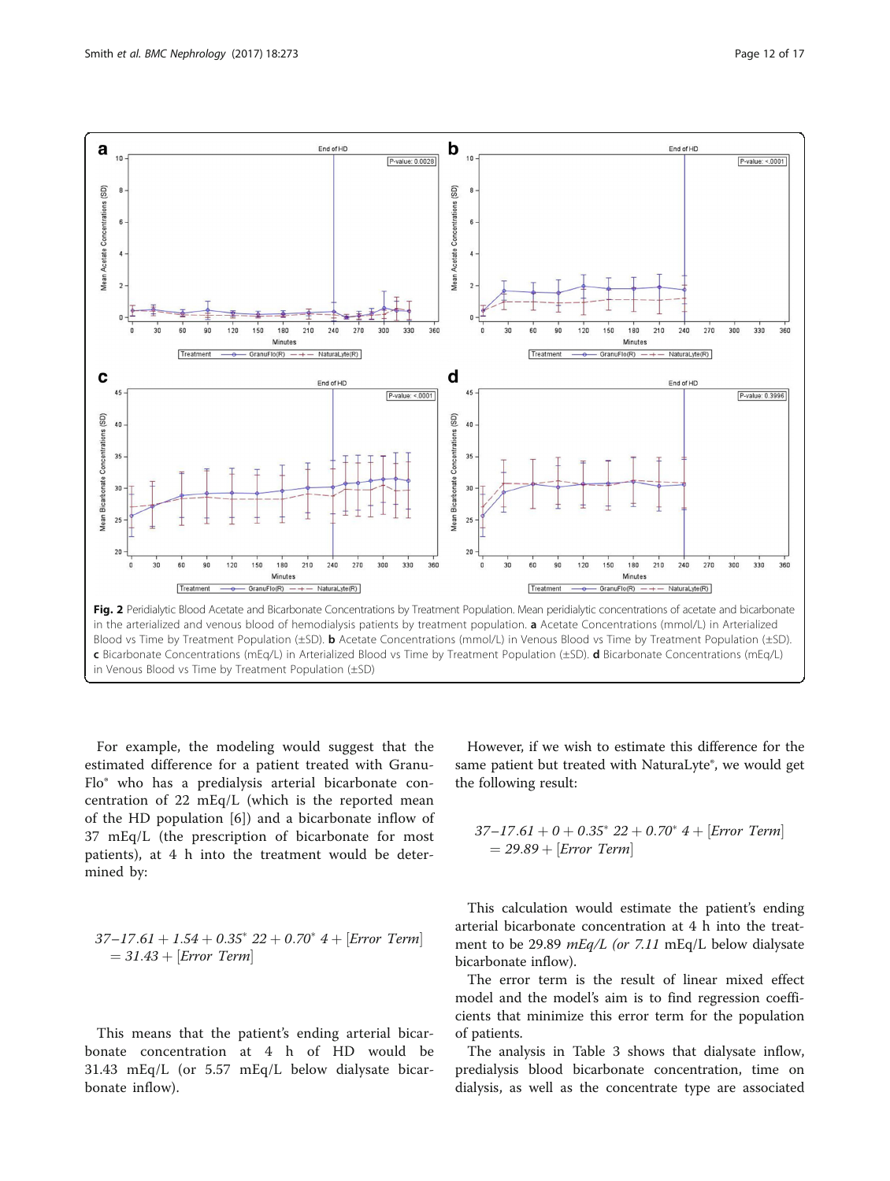**Fig. 2** Peridialytic Blood Acetate and Bicarbonate Concentrations by Treatment Population. Mean peridialytic concentrations of acetate and bicarbonate in the arterialized and venous blood of hemodialysis patients by treatment population. **a** Acetate Concentrations (mmol/L) in Arterialized Blood vs Time by Treatment Population (±SD). **b** Acetate Concentrations (mmol/L) in Venous Blood vs Time by Treatment Population (±SD). **c** Bicarbonate Concentrations (mEq/L) in Arterialized Blood vs Time by Treatment Population (±SD). **d** Bicarbonate Concentrations (mEq/L) in Venous Blood vs Time by Treatment Population (±SD)

For example, the modeling would suggest that the estimated difference for a patient treated with GranuFlo® who has a predialysis arterial bicarbonate concentration of 22 mEq/L (which is the reported mean of the HD population [6]) and a bicarbonate inflow of 37 mEq/L (the prescription of bicarbonate for most patients), at 4 h into the treatment would be determined by:

$$37 - 17.61 + 1.54 + 0.35^{*}\ 22 + 0.70^{*}\ 4 + [Error\ Term] = 31.43 + [Error\ Term]$$

This means that the patient's ending arterial bicarbonate concentration at 4 h of HD would be 31.43 mEq/L (or 5.57 mEq/L below dialysate bicarbonate inflow).

However, if we wish to estimate this difference for the same patient but treated with NaturaLyte®, we would get the following result:

$$37 - 17.61 + 0 + 0.35^{*}\ 22 + 0.70^{*}\ 4 + [Error\ Term] = 29.89 + [Error\ Term]$$

This calculation would estimate the patient's ending arterial bicarbonate concentration at 4 h into the treatment to be 29.89 *mEq/L (or 7.11* mEq/L below dialysate bicarbonate inflow).

The error term is the result of linear mixed effect model and the model's aim is to find regression coefficients that minimize this error term for the population of patients.

The analysis in Table 3 shows that dialysate inflow, predialysis blood bicarbonate concentration, time on dialysis, as well as the concentrate type are associated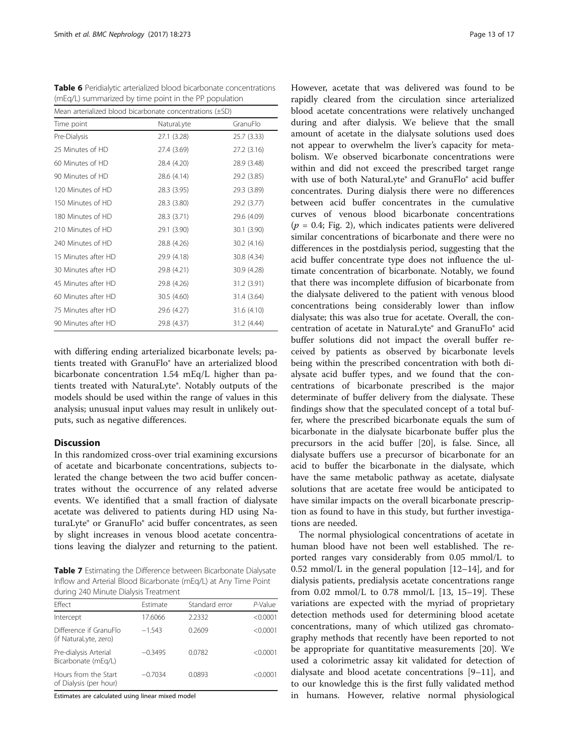**Table 6** Peridialytic arterialized blood bicarbonate concentrations (mEq/L) summarized by time point in the PP population

| Mean arterialized blood bicarbonate concentrations (±SD) | | |
|---|---|---|
| Time point | NaturaLyte | GranuFlo |
| Pre-Dialysis | 27.1 (3.28) | 25.7 (3.33) |
| 25 Minutes of HD | 27.4 (3.69) | 27.2 (3.16) |
| 60 Minutes of HD | 28.4 (4.20) | 28.9 (3.48) |
| 90 Minutes of HD | 28.6 (4.14) | 29.2 (3.85) |
| 120 Minutes of HD | 28.3 (3.95) | 29.3 (3.89) |
| 150 Minutes of HD | 28.3 (3.80) | 29.2 (3.77) |
| 180 Minutes of HD | 28.3 (3.71) | 29.6 (4.09) |
| 210 Minutes of HD | 29.1 (3.90) | 30.1 (3.90) |
| 240 Minutes of HD | 28.8 (4.26) | 30.2 (4.16) |
| 15 Minutes after HD | 29.9 (4.18) | 30.8 (4.34) |
| 30 Minutes after HD | 29.8 (4.21) | 30.9 (4.28) |
| 45 Minutes after HD | 29.8 (4.26) | 31.2 (3.91) |
| 60 Minutes after HD | 30.5 (4.60) | 31.4 (3.64) |
| 75 Minutes after HD | 29.6 (4.27) | 31.6 (4.10) |
| 90 Minutes after HD | 29.8 (4.37) | 31.2 (4.44) |

with differing ending arterialized bicarbonate levels; patients treated with GranuFlo® have an arterialized blood bicarbonate concentration 1.54 mEq/L higher than patients treated with NaturaLyte®. Notably outputs of the models should be used within the range of values in this analysis; unusual input values may result in unlikely outputs, such as negative differences.

## Discussion

In this randomized cross-over trial examining excursions of acetate and bicarbonate concentrations, subjects tolerated the change between the two acid buffer concentrates without the occurrence of any related adverse events. We identified that a small fraction of dialysate acetate was delivered to patients during HD using NaturaLyte® or GranuFlo® acid buffer concentrates, as seen by slight increases in venous blood acetate concentrations leaving the dialyzer and returning to the patient.

**Table 7** Estimating the Difference between Bicarbonate Dialysate Inflow and Arterial Blood Bicarbonate (mEq/L) at Any Time Point during 240 Minute Dialysis Treatment

| Effect | Estimate | Standard error | *P*-Value |
|---|---|---|---|
| Intercept | 17.6066 | 2.2332 | <0.0001 |
| Difference if GranuFlo (if NaturaLyte, zero) | −1.543 | 0.2609 | <0.0001 |
| Pre-dialysis Arterial Bicarbonate (mEq/L) | −0.3495 | 0.0782 | <0.0001 |
| Hours from the Start of Dialysis (per hour) | −0.7034 | 0.0893 | <0.0001 |

Estimates are calculated using linear mixed model

However, acetate that was delivered was found to be rapidly cleared from the circulation since arterialized blood acetate concentrations were relatively unchanged during and after dialysis. We believe that the small amount of acetate in the dialysate solutions used does not appear to overwhelm the liver's capacity for metabolism. We observed bicarbonate concentrations were within and did not exceed the prescribed target range with use of both NaturaLyte® and GranuFlo® acid buffer concentrates. During dialysis there were no differences between acid buffer concentrates in the cumulative curves of venous blood bicarbonate concentrations ($p = 0.4$; Fig. 2), which indicates patients were delivered similar concentrations of bicarbonate and there were no differences in the postdialysis period, suggesting that the acid buffer concentrate type does not influence the ultimate concentration of bicarbonate. Notably, we found that there was incomplete diffusion of bicarbonate from the dialysate delivered to the patient with venous blood concentrations being considerably lower than inflow dialysate; this was also true for acetate. Overall, the concentration of acetate in NaturaLyte® and GranuFlo® acid buffer solutions did not impact the overall buffer received by patients as observed by bicarbonate levels being within the prescribed concentration with both dialysate acid buffer types, and we found that the concentrations of bicarbonate prescribed is the major determinate of buffer delivery from the dialysate. These findings show that the speculated concept of a total buffer, where the prescribed bicarbonate equals the sum of bicarbonate in the dialysate bicarbonate buffer plus the precursors in the acid buffer [20], is false. Since, all dialysate buffers use a precursor of bicarbonate for an acid to buffer the bicarbonate in the dialysate, which have the same metabolic pathway as acetate, dialysate solutions that are acetate free would be anticipated to have similar impacts on the overall bicarbonate prescription as found to have in this study, but further investigations are needed.

The normal physiological concentrations of acetate in human blood have not been well established. The reported ranges vary considerably from 0.05 mmol/L to 0.52 mmol/L in the general population [12–14], and for dialysis patients, predialysis acetate concentrations range from 0.02 mmol/L to 0.78 mmol/L [13, 15–19]. These variations are expected with the myriad of proprietary detection methods used for determining blood acetate concentrations, many of which utilized gas chromatography methods that recently have been reported to not be appropriate for quantitative measurements [20]. We used a colorimetric assay kit validated for detection of dialysate and blood acetate concentrations [9–11], and to our knowledge this is the first fully validated method in humans. However, relative normal physiological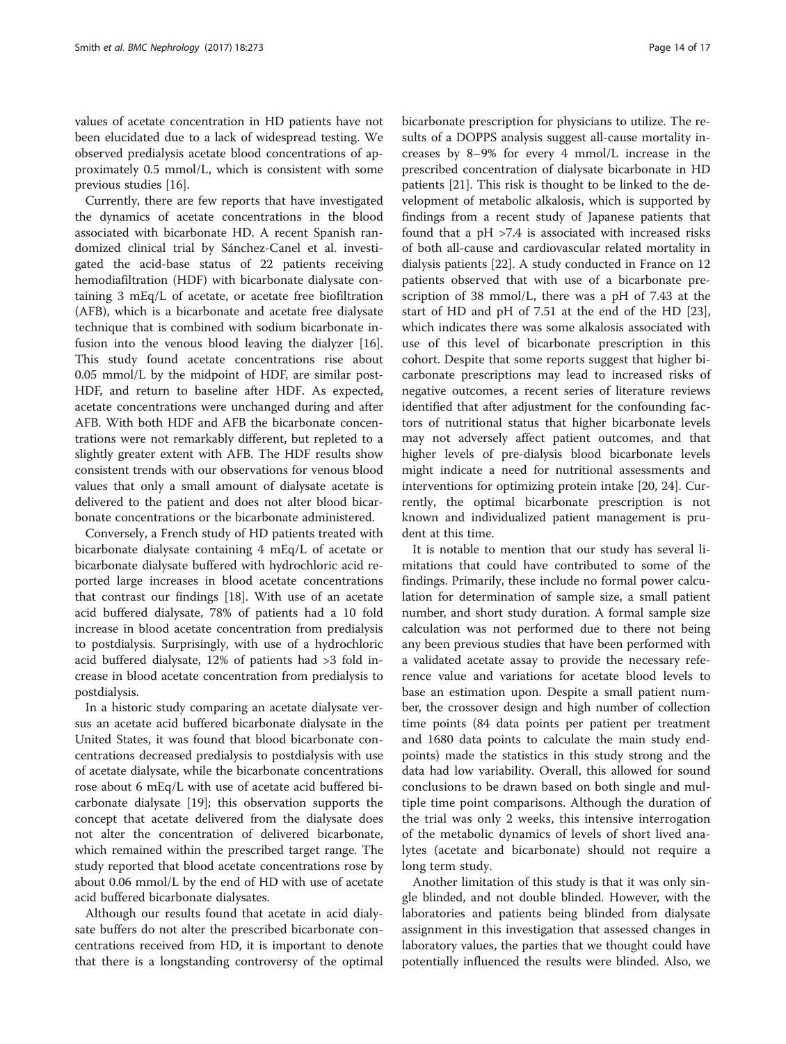values of acetate concentration in HD patients have not been elucidated due to a lack of widespread testing. We observed predialysis acetate blood concentrations of approximately 0.5 mmol/L, which is consistent with some previous studies [16].

Currently, there are few reports that have investigated the dynamics of acetate concentrations in the blood associated with bicarbonate HD. A recent Spanish randomized clinical trial by Sánchez-Canel et al. investigated the acid-base status of 22 patients receiving hemodiafiltration (HDF) with bicarbonate dialysate containing 3 mEq/L of acetate, or acetate free biofiltration (AFB), which is a bicarbonate and acetate free dialysate technique that is combined with sodium bicarbonate infusion into the venous blood leaving the dialyzer [16]. This study found acetate concentrations rise about 0.05 mmol/L by the midpoint of HDF, are similar post-HDF, and return to baseline after HDF. As expected, acetate concentrations were unchanged during and after AFB. With both HDF and AFB the bicarbonate concentrations were not remarkably different, but repleted to a slightly greater extent with AFB. The HDF results show consistent trends with our observations for venous blood values that only a small amount of dialysate acetate is delivered to the patient and does not alter blood bicarbonate concentrations or the bicarbonate administered.

Conversely, a French study of HD patients treated with bicarbonate dialysate containing 4 mEq/L of acetate or bicarbonate dialysate buffered with hydrochloric acid reported large increases in blood acetate concentrations that contrast our findings [18]. With use of an acetate acid buffered dialysate, 78% of patients had a 10 fold increase in blood acetate concentration from predialysis to postdialysis. Surprisingly, with use of a hydrochloric acid buffered dialysate, 12% of patients had >3 fold increase in blood acetate concentration from predialysis to postdialysis.

In a historic study comparing an acetate dialysate versus an acetate acid buffered bicarbonate dialysate in the United States, it was found that blood bicarbonate concentrations decreased predialysis to postdialysis with use of acetate dialysate, while the bicarbonate concentrations rose about 6 mEq/L with use of acetate acid buffered bicarbonate dialysate [19]; this observation supports the concept that acetate delivered from the dialysate does not alter the concentration of delivered bicarbonate, which remained within the prescribed target range. The study reported that blood acetate concentrations rose by about 0.06 mmol/L by the end of HD with use of acetate acid buffered bicarbonate dialysates.

Although our results found that acetate in acid dialysate buffers do not alter the prescribed bicarbonate concentrations received from HD, it is important to denote that there is a longstanding controversy of the optimal bicarbonate prescription for physicians to utilize. The results of a DOPPS analysis suggest all-cause mortality increases by 8–9% for every 4 mmol/L increase in the prescribed concentration of dialysate bicarbonate in HD patients [21]. This risk is thought to be linked to the development of metabolic alkalosis, which is supported by findings from a recent study of Japanese patients that found that a pH >7.4 is associated with increased risks of both all-cause and cardiovascular related mortality in dialysis patients [22]. A study conducted in France on 12 patients observed that with use of a bicarbonate prescription of 38 mmol/L, there was a pH of 7.43 at the start of HD and pH of 7.51 at the end of the HD [23], which indicates there was some alkalosis associated with use of this level of bicarbonate prescription in this cohort. Despite that some reports suggest that higher bicarbonate prescriptions may lead to increased risks of negative outcomes, a recent series of literature reviews identified that after adjustment for the confounding factors of nutritional status that higher bicarbonate levels may not adversely affect patient outcomes, and that higher levels of pre-dialysis blood bicarbonate levels might indicate a need for nutritional assessments and interventions for optimizing protein intake [20, 24]. Currently, the optimal bicarbonate prescription is not known and individualized patient management is prudent at this time.

It is notable to mention that our study has several limitations that could have contributed to some of the findings. Primarily, these include no formal power calculation for determination of sample size, a small patient number, and short study duration. A formal sample size calculation was not performed due to there not being any been previous studies that have been performed with a validated acetate assay to provide the necessary reference value and variations for acetate blood levels to base an estimation upon. Despite a small patient number, the crossover design and high number of collection time points (84 data points per patient per treatment and 1680 data points to calculate the main study endpoints) made the statistics in this study strong and the data had low variability. Overall, this allowed for sound conclusions to be drawn based on both single and multiple time point comparisons. Although the duration of the trial was only 2 weeks, this intensive interrogation of the metabolic dynamics of levels of short lived analytes (acetate and bicarbonate) should not require a long term study.

Another limitation of this study is that it was only single blinded, and not double blinded. However, with the laboratories and patients being blinded from dialysate assignment in this investigation that assessed changes in laboratory values, the parties that we thought could have potentially influenced the results were blinded. Also, we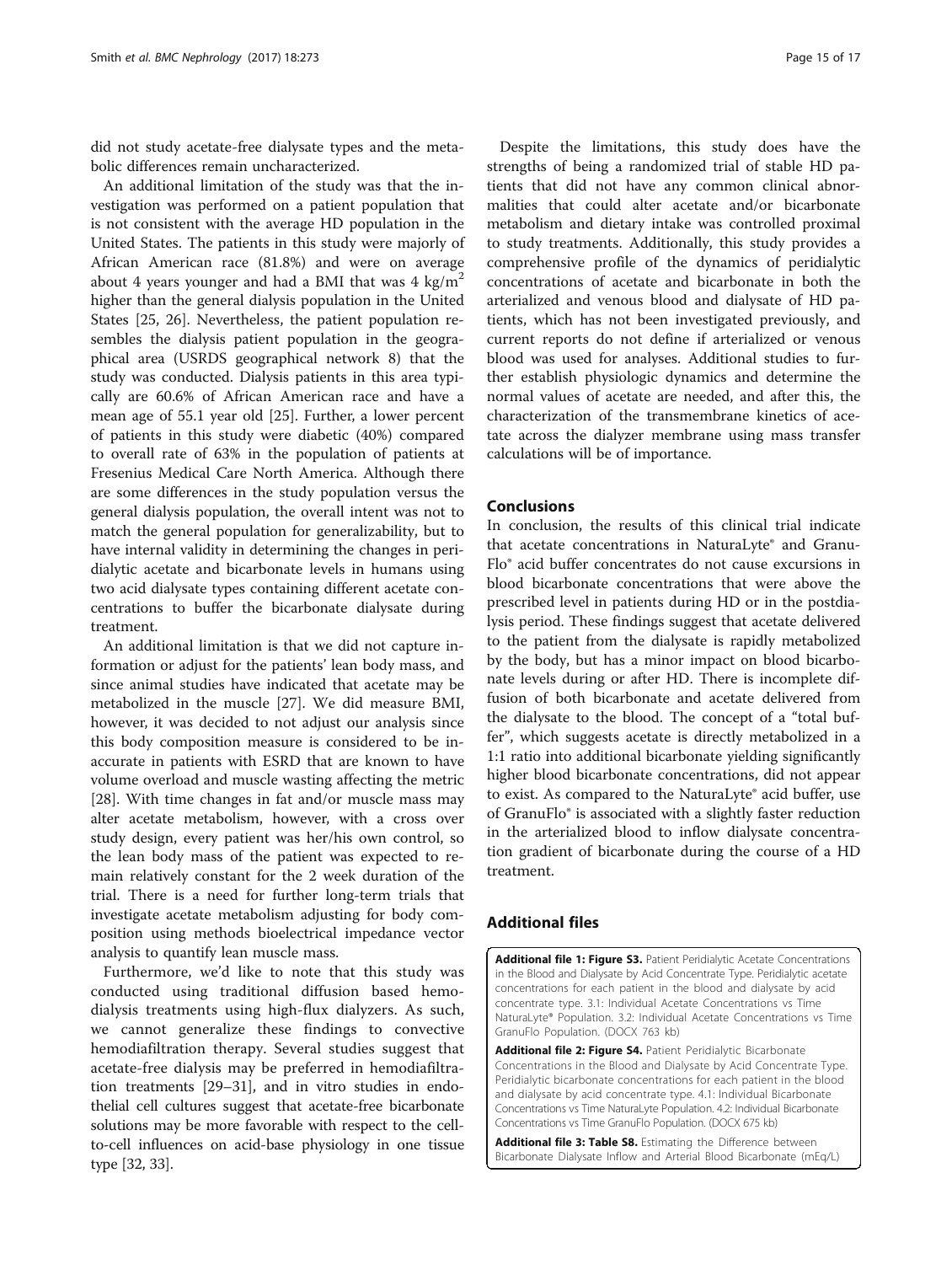did not study acetate-free dialysate types and the metabolic differences remain uncharacterized.

An additional limitation of the study was that the investigation was performed on a patient population that is not consistent with the average HD population in the United States. The patients in this study were majorly of African American race (81.8%) and were on average about 4 years younger and had a BMI that was 4 kg/m$^2$ higher than the general dialysis population in the United States [25, 26]. Nevertheless, the patient population resembles the dialysis patient population in the geographical area (USRDS geographical network 8) that the study was conducted. Dialysis patients in this area typically are 60.6% of African American race and have a mean age of 55.1 year old [25]. Further, a lower percent of patients in this study were diabetic (40%) compared to overall rate of 63% in the population of patients at Fresenius Medical Care North America. Although there are some differences in the study population versus the general dialysis population, the overall intent was not to match the general population for generalizability, but to have internal validity in determining the changes in peridialytic acetate and bicarbonate levels in humans using two acid dialysate types containing different acetate concentrations to buffer the bicarbonate dialysate during treatment.

An additional limitation is that we did not capture information or adjust for the patients' lean body mass, and since animal studies have indicated that acetate may be metabolized in the muscle [27]. We did measure BMI, however, it was decided to not adjust our analysis since this body composition measure is considered to be inaccurate in patients with ESRD that are known to have volume overload and muscle wasting affecting the metric [28]. With time changes in fat and/or muscle mass may alter acetate metabolism, however, with a cross over study design, every patient was her/his own control, so the lean body mass of the patient was expected to remain relatively constant for the 2 week duration of the trial. There is a need for further long-term trials that investigate acetate metabolism adjusting for body composition using methods bioelectrical impedance vector analysis to quantify lean muscle mass.

Furthermore, we'd like to note that this study was conducted using traditional diffusion based hemodialysis treatments using high-flux dialyzers. As such, we cannot generalize these findings to convective hemodiafiltration therapy. Several studies suggest that acetate-free dialysis may be preferred in hemodiafiltration treatments [29–31], and in vitro studies in endothelial cell cultures suggest that acetate-free bicarbonate solutions may be more favorable with respect to the cell-to-cell influences on acid-base physiology in one tissue type [32, 33].

Despite the limitations, this study does have the strengths of being a randomized trial of stable HD patients that did not have any common clinical abnormalities that could alter acetate and/or bicarbonate metabolism and dietary intake was controlled proximal to study treatments. Additionally, this study provides a comprehensive profile of the dynamics of peridialytic concentrations of acetate and bicarbonate in both the arterialized and venous blood and dialysate of HD patients, which has not been investigated previously, and current reports do not define if arterialized or venous blood was used for analyses. Additional studies to further establish physiologic dynamics and determine the normal values of acetate are needed, and after this, the characterization of the transmembrane kinetics of acetate across the dialyzer membrane using mass transfer calculations will be of importance.

## Conclusions

In conclusion, the results of this clinical trial indicate that acetate concentrations in NaturaLyte® and GranuFlo® acid buffer concentrates do not cause excursions in blood bicarbonate concentrations that were above the prescribed level in patients during HD or in the postdialysis period. These findings suggest that acetate delivered to the patient from the dialysate is rapidly metabolized by the body, but has a minor impact on blood bicarbonate levels during or after HD. There is incomplete diffusion of both bicarbonate and acetate delivered from the dialysate to the blood. The concept of a "total buffer", which suggests acetate is directly metabolized in a 1:1 ratio into additional bicarbonate yielding significantly higher blood bicarbonate concentrations, did not appear to exist. As compared to the NaturaLyte® acid buffer, use of GranuFlo® is associated with a slightly faster reduction in the arterialized blood to inflow dialysate concentration gradient of bicarbonate during the course of a HD treatment.

## Additional files

**Additional file 1: Figure S3.** Patient Peridialytic Acetate Concentrations in the Blood and Dialysate by Acid Concentrate Type. Peridialytic acetate concentrations for each patient in the blood and dialysate by acid concentrate type. 3.1: Individual Acetate Concentrations vs Time NaturaLyte® Population. 3.2: Individual Acetate Concentrations vs Time GranuFlo Population. (DOCX 763 kb)

**Additional file 2: Figure S4.** Patient Peridialytic Bicarbonate Concentrations in the Blood and Dialysate by Acid Concentrate Type. Peridialytic bicarbonate concentrations for each patient in the blood and dialysate by acid concentrate type. 4.1: Individual Bicarbonate Concentrations vs Time NaturaLyte Population. 4.2: Individual Bicarbonate Concentrations vs Time GranuFlo Population. (DOCX 675 kb)

**Additional file 3: Table S8.** Estimating the Difference between Bicarbonate Dialysate Inflow and Arterial Blood Bicarbonate (mEq/L)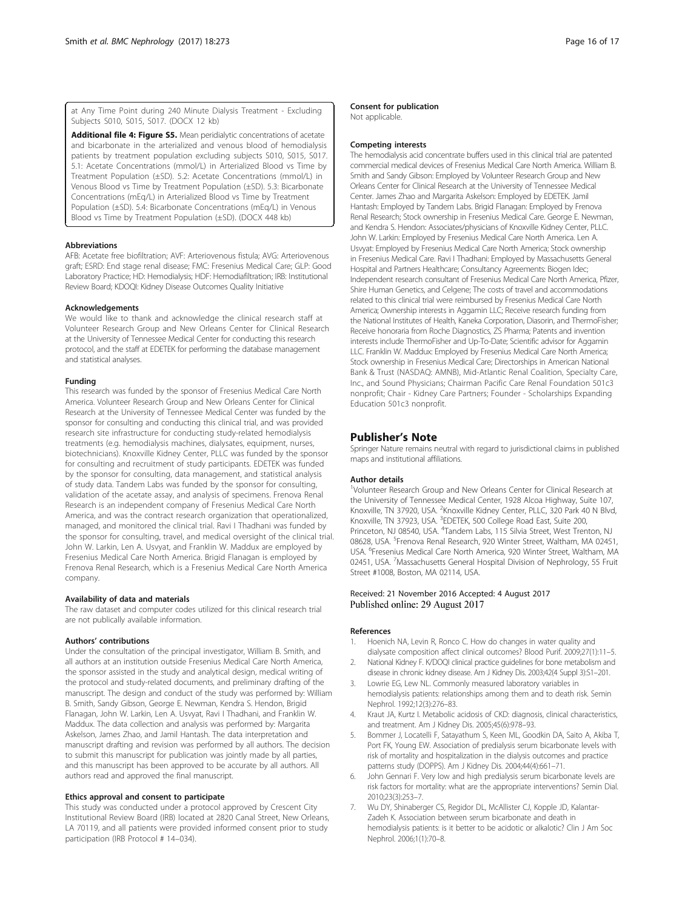at Any Time Point during 240 Minute Dialysis Treatment - Excluding Subjects S010, S015, S017. (DOCX 12 kb)

**Additional file 4: Figure S5.** Mean peridialytic concentrations of acetate and bicarbonate in the arterialized and venous blood of hemodialysis patients by treatment population excluding subjects S010, S015, S017. 5.1: Acetate Concentrations (mmol/L) in Arterialized Blood vs Time by Treatment Population (±SD). 5.2: Acetate Concentrations (mmol/L) in Venous Blood vs Time by Treatment Population (±SD). 5.3: Bicarbonate Concentrations (mEq/L) in Arterialized Blood vs Time by Treatment Population (±SD). 5.4: Bicarbonate Concentrations (mEq/L) in Venous Blood vs Time by Treatment Population (±SD). (DOCX 448 kb)

#### Abbreviations

AFB: Acetate free biofiltration; AVF: Arteriovenous fistula; AVG: Arteriovenous graft; ESRD: End stage renal disease; FMC: Fresenius Medical Care; GLP: Good Laboratory Practice; HD: Hemodialysis; HDF: Hemodiafiltration; IRB: Institutional Review Board; KDOQI: Kidney Disease Outcomes Quality Initiative

#### Acknowledgements

We would like to thank and acknowledge the clinical research staff at Volunteer Research Group and New Orleans Center for Clinical Research at the University of Tennessee Medical Center for conducting this research protocol, and the staff at EDETEK for performing the database management and statistical analyses.

#### Funding

This research was funded by the sponsor of Fresenius Medical Care North America. Volunteer Research Group and New Orleans Center for Clinical Research at the University of Tennessee Medical Center was funded by the sponsor for consulting and conducting this clinical trial, and was provided research site infrastructure for conducting study-related hemodialysis treatments (e.g. hemodialysis machines, dialysates, equipment, nurses, biotechnicians). Knoxville Kidney Center, PLLC was funded by the sponsor for consulting and recruitment of study participants. EDETEK was funded by the sponsor for consulting, data management, and statistical analysis of study data. Tandem Labs was funded by the sponsor for consulting, validation of the acetate assay, and analysis of specimens. Frenova Renal Research is an independent company of Fresenius Medical Care North America, and was the contract research organization that operationalized, managed, and monitored the clinical trial. Ravi I Thadhani was funded by the sponsor for consulting, travel, and medical oversight of the clinical trial. John W. Larkin, Len A. Usvyat, and Franklin W. Maddux are employed by Fresenius Medical Care North America. Brigid Flanagan is employed by Frenova Renal Research, which is a Fresenius Medical Care North America company.

#### Availability of data and materials

The raw dataset and computer codes utilized for this clinical research trial are not publically available information.

#### Authors' contributions

Under the consultation of the principal investigator, William B. Smith, and all authors at an institution outside Fresenius Medical Care North America, the sponsor assisted in the study and analytical design, medical writing of the protocol and study-related documents, and preliminary drafting of the manuscript. The design and conduct of the study was performed by: William B. Smith, Sandy Gibson, George E. Newman, Kendra S. Hendon, Brigid Flanagan, John W. Larkin, Len A. Usvyat, Ravi I Thadhani, and Franklin W. Maddux. The data collection and analysis was performed by: Margarita Askelson, James Zhao, and Jamil Hantash. The data interpretation and manuscript drafting and revision was performed by all authors. The decision to submit this manuscript for publication was jointly made by all parties, and this manuscript has been approved to be accurate by all authors. All authors read and approved the final manuscript.

#### Ethics approval and consent to participate

This study was conducted under a protocol approved by Crescent City Institutional Review Board (IRB) located at 2820 Canal Street, New Orleans, LA 70119, and all patients were provided informed consent prior to study participation (IRB Protocol # 14–034).

#### Consent for publication

Not applicable.

#### Competing interests

The hemodialysis acid concentrate buffers used in this clinical trial are patented commercial medical devices of Fresenius Medical Care North America. William B. Smith and Sandy Gibson: Employed by Volunteer Research Group and New Orleans Center for Clinical Research at the University of Tennessee Medical Center. James Zhao and Margarita Askelson: Employed by EDETEK. Jamil Hantash: Employed by Tandem Labs. Brigid Flanagan: Employed by Frenova Renal Research; Stock ownership in Fresenius Medical Care. George E. Newman, and Kendra S. Hendon: Associates/physicians of Knoxville Kidney Center, PLLC. John W. Larkin: Employed by Fresenius Medical Care North America. Len A. Usvyat: Employed by Fresenius Medical Care North America; Stock ownership in Fresenius Medical Care. Ravi I Thadhani: Employed by Massachusetts General Hospital and Partners Healthcare; Consultancy Agreements: Biogen Idec; Independent research consultant of Fresenius Medical Care North America, Pfizer, Shire Human Genetics, and Celgene; The costs of travel and accommodations related to this clinical trial were reimbursed by Fresenius Medical Care North America; Ownership interests in Aggamin LLC; Receive research funding from the National Institutes of Health, Kaneka Corporation, Diasorin, and ThermoFisher; Receive honoraria from Roche Diagnostics, ZS Pharma; Patents and invention interests include ThermoFisher and Up-To-Date; Scientific advisor for Aggamin LLC. Franklin W. Maddux: Employed by Fresenius Medical Care North America; Stock ownership in Fresenius Medical Care; Directorships in American National Bank & Trust (NASDAQ: AMNB), Mid-Atlantic Renal Coalition, Specialty Care, Inc., and Sound Physicians; Chairman Pacific Care Renal Foundation 501c3 nonprofit; Chair - Kidney Care Partners; Founder - Scholarships Expanding Education 501c3 nonprofit.

## Publisher's Note

Springer Nature remains neutral with regard to jurisdictional claims in published maps and institutional affiliations.

#### Author details

[1]Volunteer Research Group and New Orleans Center for Clinical Research at the University of Tennessee Medical Center, 1928 Alcoa Highway, Suite 107, Knoxville, TN 37920, USA. [2]Knoxville Kidney Center, PLLC, 320 Park 40 N Blvd, Knoxville, TN 37923, USA. [3]EDETEK, 500 College Road East, Suite 200, Princeton, NJ 08540, USA. [4]Tandem Labs, 115 Silvia Street, West Trenton, NJ 08628, USA. [5]Frenova Renal Research, 920 Winter Street, Waltham, MA 02451, USA. [6]Fresenius Medical Care North America, 920 Winter Street, Waltham, MA 02451, USA. [7]Massachusetts General Hospital Division of Nephrology, 55 Fruit Street #1008, Boston, MA 02114, USA.

Received: 21 November 2016 Accepted: 4 August 2017
Published online: 29 August 2017

#### References

1. Hoenich NA, Levin R, Ronco C. How do changes in water quality and dialysate composition affect clinical outcomes? Blood Purif. 2009;27(1):11–5.
2. National Kidney F. K/DOQI clinical practice guidelines for bone metabolism and disease in chronic kidney disease. Am J Kidney Dis. 2003;42(4 Suppl 3):S1–201.
3. Lowrie EG, Lew NL. Commonly measured laboratory variables in hemodialysis patients: relationships among them and to death risk. Semin Nephrol. 1992;12(3):276–83.
4. Kraut JA, Kurtz I. Metabolic acidosis of CKD: diagnosis, clinical characteristics, and treatment. Am J Kidney Dis. 2005;45(6):978–93.
5. Bommer J, Locatelli F, Satayathum S, Keen ML, Goodkin DA, Saito A, Akiba T, Port FK, Young EW. Association of predialysis serum bicarbonate levels with risk of mortality and hospitalization in the dialysis outcomes and practice patterns study (DOPPS). Am J Kidney Dis. 2004;44(4):661–71.
6. John Gennari F. Very low and high predialysis serum bicarbonate levels are risk factors for mortality: what are the appropriate interventions? Semin Dial. 2010;23(3):253–7.
7. Wu DY, Shinaberger CS, Regidor DL, McAllister CJ, Kopple JD, Kalantar-Zadeh K. Association between serum bicarbonate and death in hemodialysis patients: is it better to be acidotic or alkalotic? Clin J Am Soc Nephrol. 2006;1(1):70–8.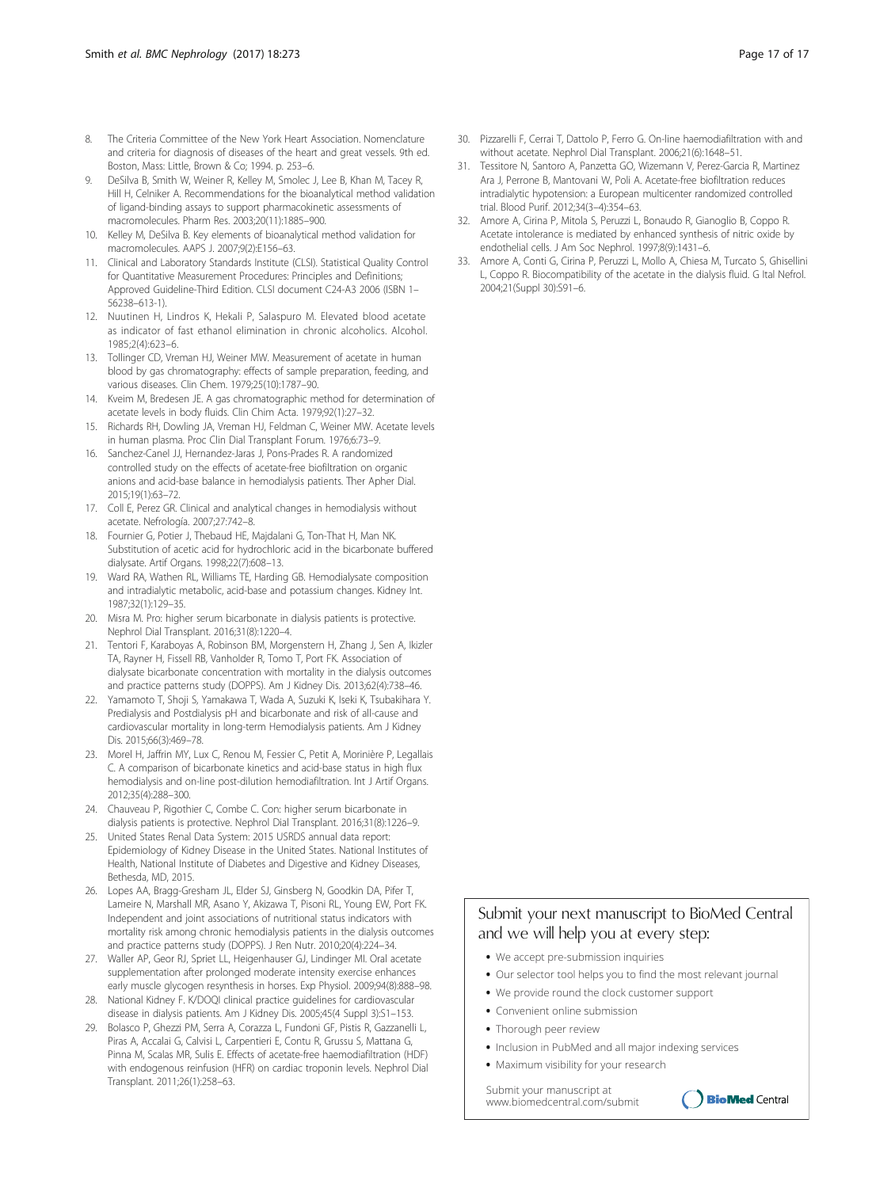8. The Criteria Committee of the New York Heart Association. Nomenclature and criteria for diagnosis of diseases of the heart and great vessels. 9th ed. Boston, Mass: Little, Brown & Co; 1994. p. 253–6.
9. DeSilva B, Smith W, Weiner R, Kelley M, Smolec J, Lee B, Khan M, Tacey R, Hill H, Celniker A. Recommendations for the bioanalytical method validation of ligand-binding assays to support pharmacokinetic assessments of macromolecules. Pharm Res. 2003;20(11):1885–900.
10. Kelley M, DeSilva B. Key elements of bioanalytical method validation for macromolecules. AAPS J. 2007;9(2):E156–63.
11. Clinical and Laboratory Standards Institute (CLSI). Statistical Quality Control for Quantitative Measurement Procedures: Principles and Definitions; Approved Guideline-Third Edition. CLSI document C24-A3 2006 (ISBN 1–56238–613-1).
12. Nuutinen H, Lindros K, Hekali P, Salaspuro M. Elevated blood acetate as indicator of fast ethanol elimination in chronic alcoholics. Alcohol. 1985;2(4):623–6.
13. Tollinger CD, Vreman HJ, Weiner MW. Measurement of acetate in human blood by gas chromatography: effects of sample preparation, feeding, and various diseases. Clin Chem. 1979;25(10):1787–90.
14. Kveim M, Bredesen JE. A gas chromatographic method for determination of acetate levels in body fluids. Clin Chim Acta. 1979;92(1):27–32.
15. Richards RH, Dowling JA, Vreman HJ, Feldman C, Weiner MW. Acetate levels in human plasma. Proc Clin Dial Transplant Forum. 1976;6:73–9.
16. Sanchez-Canel JJ, Hernandez-Jaras J, Pons-Prades R. A randomized controlled study on the effects of acetate-free biofiltration on organic anions and acid-base balance in hemodialysis patients. Ther Apher Dial. 2015;19(1):63–72.
17. Coll E, Perez GR. Clinical and analytical changes in hemodialysis without acetate. Nefrología. 2007;27:742–8.
18. Fournier G, Potier J, Thebaud HE, Majdalani G, Ton-That H, Man NK. Substitution of acetic acid for hydrochloric acid in the bicarbonate buffered dialysate. Artif Organs. 1998;22(7):608–13.
19. Ward RA, Wathen RL, Williams TE, Harding GB. Hemodialysate composition and intradialytic metabolic, acid-base and potassium changes. Kidney Int. 1987;32(1):129–35.
20. Misra M. Pro: higher serum bicarbonate in dialysis patients is protective. Nephrol Dial Transplant. 2016;31(8):1220–4.
21. Tentori F, Karaboyas A, Robinson BM, Morgenstern H, Zhang J, Sen A, Ikizler TA, Rayner H, Fissell RB, Vanholder R, Tomo T, Port FK. Association of dialysate bicarbonate concentration with mortality in the dialysis outcomes and practice patterns study (DOPPS). Am J Kidney Dis. 2013;62(4):738–46.
22. Yamamoto T, Shoji S, Yamakawa T, Wada A, Suzuki K, Iseki K, Tsubakihara Y. Predialysis and Postdialysis pH and bicarbonate and risk of all-cause and cardiovascular mortality in long-term Hemodialysis patients. Am J Kidney Dis. 2015;66(3):469–78.
23. Morel H, Jaffrin MY, Lux C, Renou M, Fessier C, Petit A, Morinière P, Legallais C. A comparison of bicarbonate kinetics and acid-base status in high flux hemodialysis and on-line post-dilution hemodiafiltration. Int J Artif Organs. 2012;35(4):288–300.
24. Chauveau P, Rigothier C, Combe C. Con: higher serum bicarbonate in dialysis patients is protective. Nephrol Dial Transplant. 2016;31(8):1226–9.
25. United States Renal Data System: 2015 USRDS annual data report: Epidemiology of Kidney Disease in the United States. National Institutes of Health, National Institute of Diabetes and Digestive and Kidney Diseases, Bethesda, MD, 2015.
26. Lopes AA, Bragg-Gresham JL, Elder SJ, Ginsberg N, Goodkin DA, Pifer T, Lameire N, Marshall MR, Asano Y, Akizawa T, Pisoni RL, Young EW, Port FK. Independent and joint associations of nutritional status indicators with mortality risk among chronic hemodialysis patients in the dialysis outcomes and practice patterns study (DOPPS). J Ren Nutr. 2010;20(4):224–34.
27. Waller AP, Geor RJ, Spriet LL, Heigenhauser GJ, Lindinger MI. Oral acetate supplementation after prolonged moderate intensity exercise enhances early muscle glycogen resynthesis in horses. Exp Physiol. 2009;94(8):888–98.
28. National Kidney F. K/DOQI clinical practice guidelines for cardiovascular disease in dialysis patients. Am J Kidney Dis. 2005;45(4 Suppl 3):S1–153.
29. Bolasco P, Ghezzi PM, Serra A, Corazza L, Fundoni GF, Pistis R, Gazzanelli L, Piras A, Accalai G, Calvisi L, Carpentieri E, Contu R, Grussu S, Mattana G, Pinna M, Scalas MR, Sulis E. Effects of acetate-free haemodiafiltration (HDF) with endogenous reinfusion (HFR) on cardiac troponin levels. Nephrol Dial Transplant. 2011;26(1):258–63.
30. Pizzarelli F, Cerrai T, Dattolo P, Ferro G. On-line haemodiafiltration with and without acetate. Nephrol Dial Transplant. 2006;21(6):1648–51.
31. Tessitore N, Santoro A, Panzetta GO, Wizemann V, Perez-Garcia R, Martinez Ara J, Perrone B, Mantovani W, Poli A. Acetate-free biofiltration reduces intradialytic hypotension: a European multicenter randomized controlled trial. Blood Purif. 2012;34(3–4):354–63.
32. Amore A, Cirina P, Mitola S, Peruzzi L, Bonaudo R, Gianoglio B, Coppo R. Acetate intolerance is mediated by enhanced synthesis of nitric oxide by endothelial cells. J Am Soc Nephrol. 1997;8(9):1431–6.
33. Amore A, Conti G, Cirina P, Peruzzi L, Mollo A, Chiesa M, Turcato S, Ghisellini L, Coppo R. Biocompatibility of the acetate in the dialysis fluid. G Ital Nefrol. 2004;21(Suppl 30):S91–6.

Submit your next manuscript to BioMed Central and we will help you at every step:

- We accept pre-submission inquiries
- Our selector tool helps you to find the most relevant journal
- We provide round the clock customer support
- Convenient online submission
- Thorough peer review
- Inclusion in PubMed and all major indexing services
- Maximum visibility for your research

Submit your manuscript at www.biomedcentral.com/submit

BioMed Central